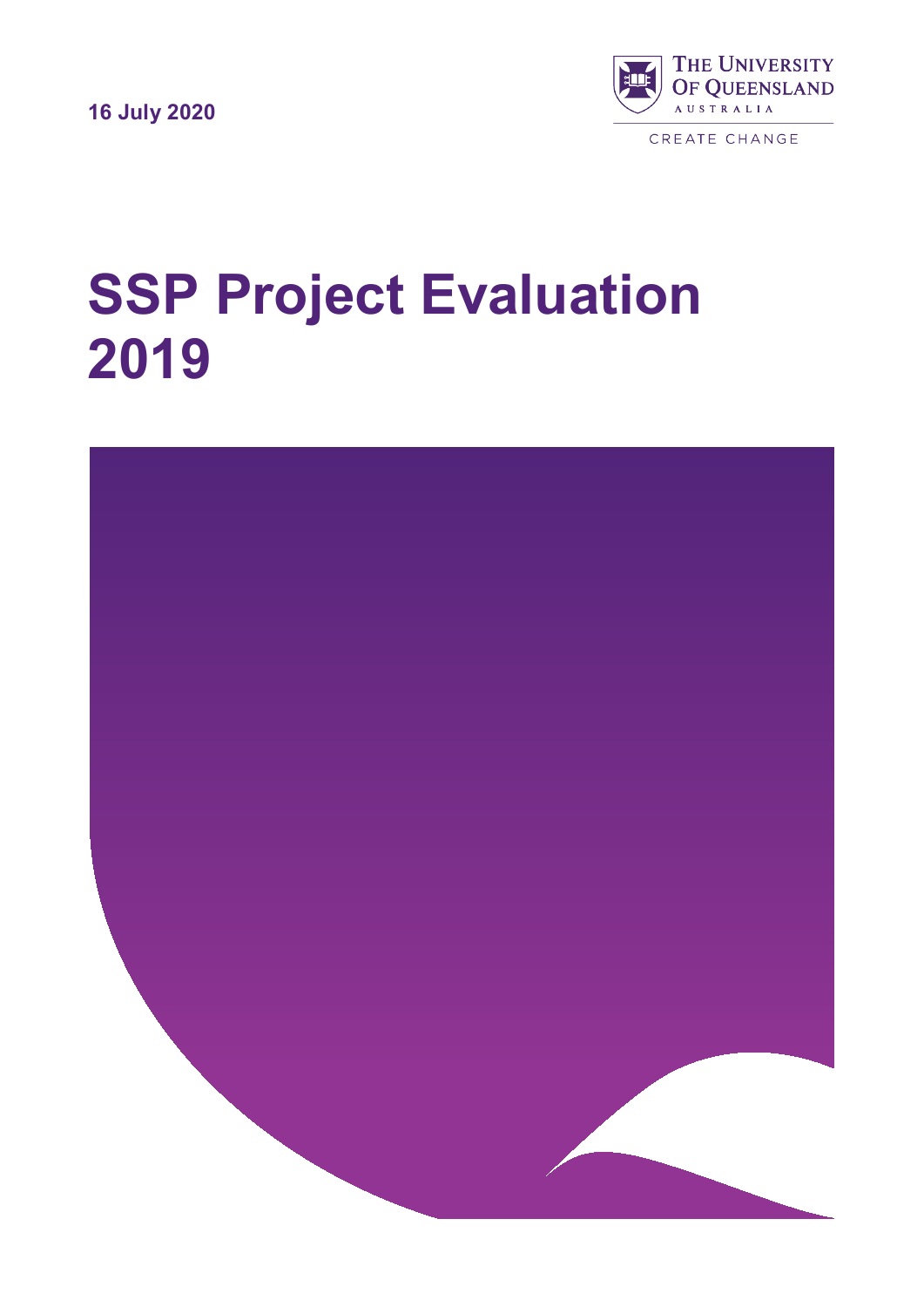16 July 2020

The University of Queensland
Australia

Create Change

# SSP Project Evaluation 2019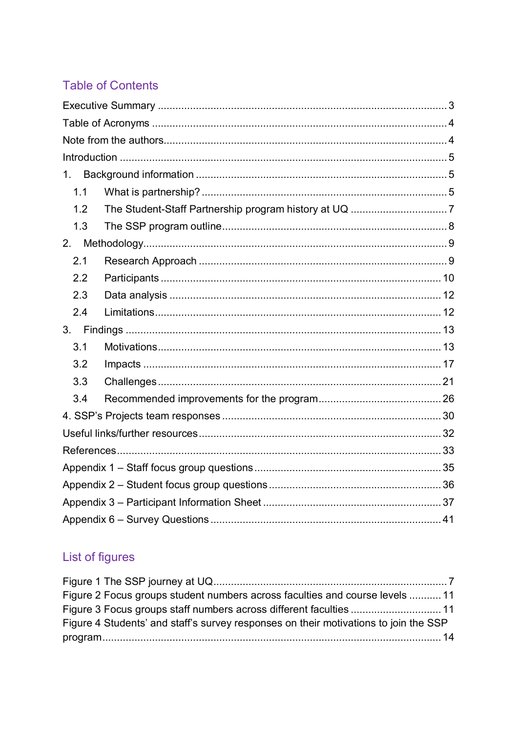## Table of Contents

Executive Summary .......... 3
Table of Acronyms .......... 4
Note from the authors .......... 4
Introduction .......... 5
1. Background information .......... 5
   1.1 What is partnership? .......... 5
   1.2 The Student-Staff Partnership program history at UQ .......... 7
   1.3 The SSP program outline .......... 8
2. Methodology .......... 9
   2.1 Research Approach .......... 9
   2.2 Participants .......... 10
   2.3 Data analysis .......... 12
   2.4 Limitations .......... 12
3. Findings .......... 13
   3.1 Motivations .......... 13
   3.2 Impacts .......... 17
   3.3 Challenges .......... 21
   3.4 Recommended improvements for the program .......... 26
4. SSP's Projects team responses .......... 30
Useful links/further resources .......... 32
References .......... 33
Appendix 1 – Staff focus group questions .......... 35
Appendix 2 – Student focus group questions .......... 36
Appendix 3 – Participant Information Sheet .......... 37
Appendix 6 – Survey Questions .......... 41

## List of figures

Figure 1 The SSP journey at UQ .......... 7
Figure 2 Focus groups student numbers across faculties and course levels .......... 11
Figure 3 Focus groups staff numbers across different faculties .......... 11
Figure 4 Students' and staff's survey responses on their motivations to join the SSP program .......... 14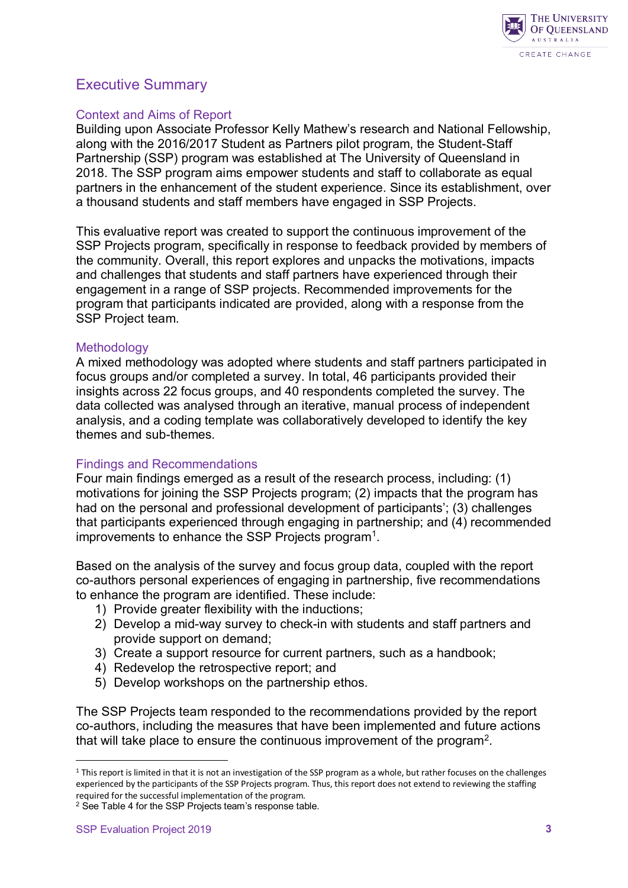# Executive Summary

## Context and Aims of Report

Building upon Associate Professor Kelly Mathew's research and National Fellowship, along with the 2016/2017 Student as Partners pilot program, the Student-Staff Partnership (SSP) program was established at The University of Queensland in 2018. The SSP program aims empower students and staff to collaborate as equal partners in the enhancement of the student experience. Since its establishment, over a thousand students and staff members have engaged in SSP Projects.

This evaluative report was created to support the continuous improvement of the SSP Projects program, specifically in response to feedback provided by members of the community. Overall, this report explores and unpacks the motivations, impacts and challenges that students and staff partners have experienced through their engagement in a range of SSP projects. Recommended improvements for the program that participants indicated are provided, along with a response from the SSP Project team.

## Methodology

A mixed methodology was adopted where students and staff partners participated in focus groups and/or completed a survey. In total, 46 participants provided their insights across 22 focus groups, and 40 respondents completed the survey. The data collected was analysed through an iterative, manual process of independent analysis, and a coding template was collaboratively developed to identify the key themes and sub-themes.

## Findings and Recommendations

Four main findings emerged as a result of the research process, including: (1) motivations for joining the SSP Projects program; (2) impacts that the program has had on the personal and professional development of participants'; (3) challenges that participants experienced through engaging in partnership; and (4) recommended improvements to enhance the SSP Projects program[1].

Based on the analysis of the survey and focus group data, coupled with the report co-authors personal experiences of engaging in partnership, five recommendations to enhance the program are identified. These include:

1) Provide greater flexibility with the inductions;
2) Develop a mid-way survey to check-in with students and staff partners and provide support on demand;
3) Create a support resource for current partners, such as a handbook;
4) Redevelop the retrospective report; and
5) Develop workshops on the partnership ethos.

The SSP Projects team responded to the recommendations provided by the report co-authors, including the measures that have been implemented and future actions that will take place to ensure the continuous improvement of the program[2].

---

[1] This report is limited in that it is not an investigation of the SSP program as a whole, but rather focuses on the challenges experienced by the participants of the SSP Projects program. Thus, this report does not extend to reviewing the staffing required for the successful implementation of the program.

[2] See Table 4 for the SSP Projects team's response table.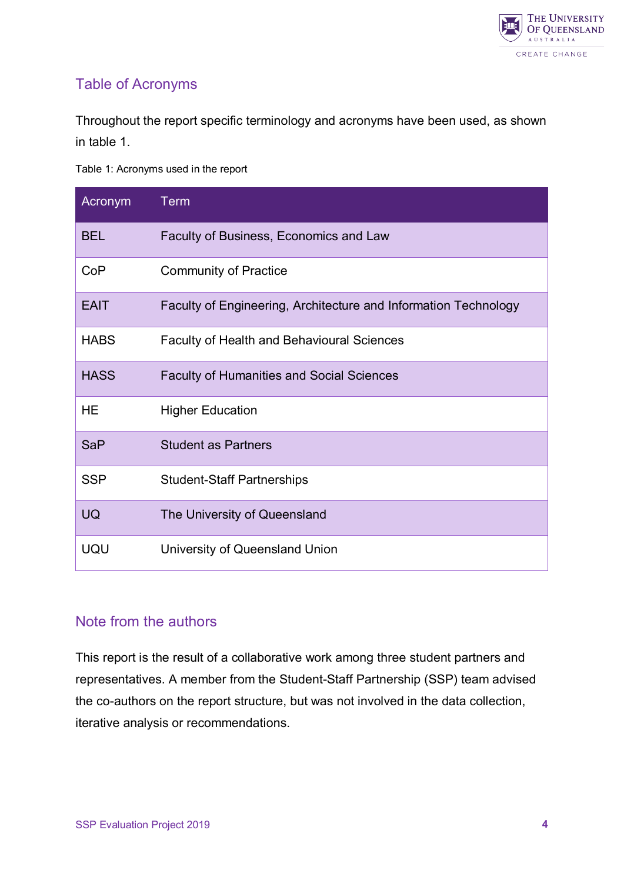## Table of Acronyms

Throughout the report specific terminology and acronyms have been used, as shown in table 1.

Table 1: Acronyms used in the report

| Acronym | Term |
|---|---|
| BEL | Faculty of Business, Economics and Law |
| CoP | Community of Practice |
| EAIT | Faculty of Engineering, Architecture and Information Technology |
| HABS | Faculty of Health and Behavioural Sciences |
| HASS | Faculty of Humanities and Social Sciences |
| HE | Higher Education |
| SaP | Student as Partners |
| SSP | Student-Staff Partnerships |
| UQ | The University of Queensland |
| UQU | University of Queensland Union |

## Note from the authors

This report is the result of a collaborative work among three student partners and representatives. A member from the Student-Staff Partnership (SSP) team advised the co-authors on the report structure, but was not involved in the data collection, iterative analysis or recommendations.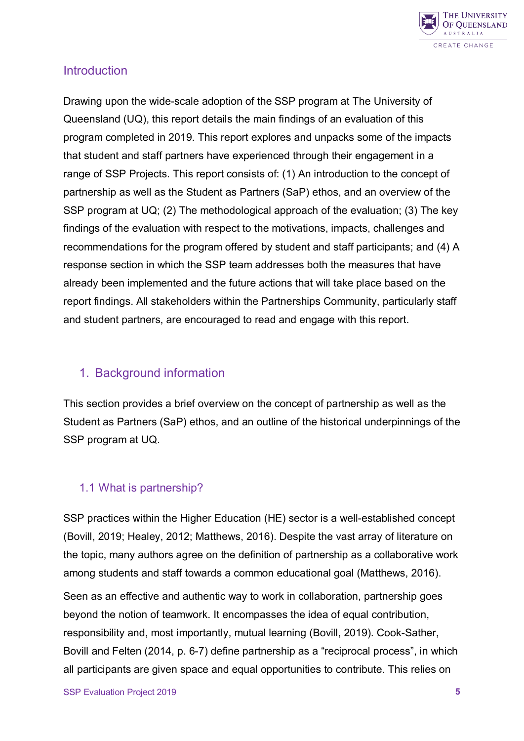## Introduction

Drawing upon the wide-scale adoption of the SSP program at The University of Queensland (UQ), this report details the main findings of an evaluation of this program completed in 2019. This report explores and unpacks some of the impacts that student and staff partners have experienced through their engagement in a range of SSP Projects. This report consists of: (1) An introduction to the concept of partnership as well as the Student as Partners (SaP) ethos, and an overview of the SSP program at UQ; (2) The methodological approach of the evaluation; (3) The key findings of the evaluation with respect to the motivations, impacts, challenges and recommendations for the program offered by student and staff participants; and (4) A response section in which the SSP team addresses both the measures that have already been implemented and the future actions that will take place based on the report findings. All stakeholders within the Partnerships Community, particularly staff and student partners, are encouraged to read and engage with this report.

## 1. Background information

This section provides a brief overview on the concept of partnership as well as the Student as Partners (SaP) ethos, and an outline of the historical underpinnings of the SSP program at UQ.

### 1.1 What is partnership?

SSP practices within the Higher Education (HE) sector is a well-established concept (Bovill, 2019; Healey, 2012; Matthews, 2016). Despite the vast array of literature on the topic, many authors agree on the definition of partnership as a collaborative work among students and staff towards a common educational goal (Matthews, 2016).

Seen as an effective and authentic way to work in collaboration, partnership goes beyond the notion of teamwork. It encompasses the idea of equal contribution, responsibility and, most importantly, mutual learning (Bovill, 2019). Cook-Sather, Bovill and Felten (2014, p. 6-7) define partnership as a "reciprocal process", in which all participants are given space and equal opportunities to contribute. This relies on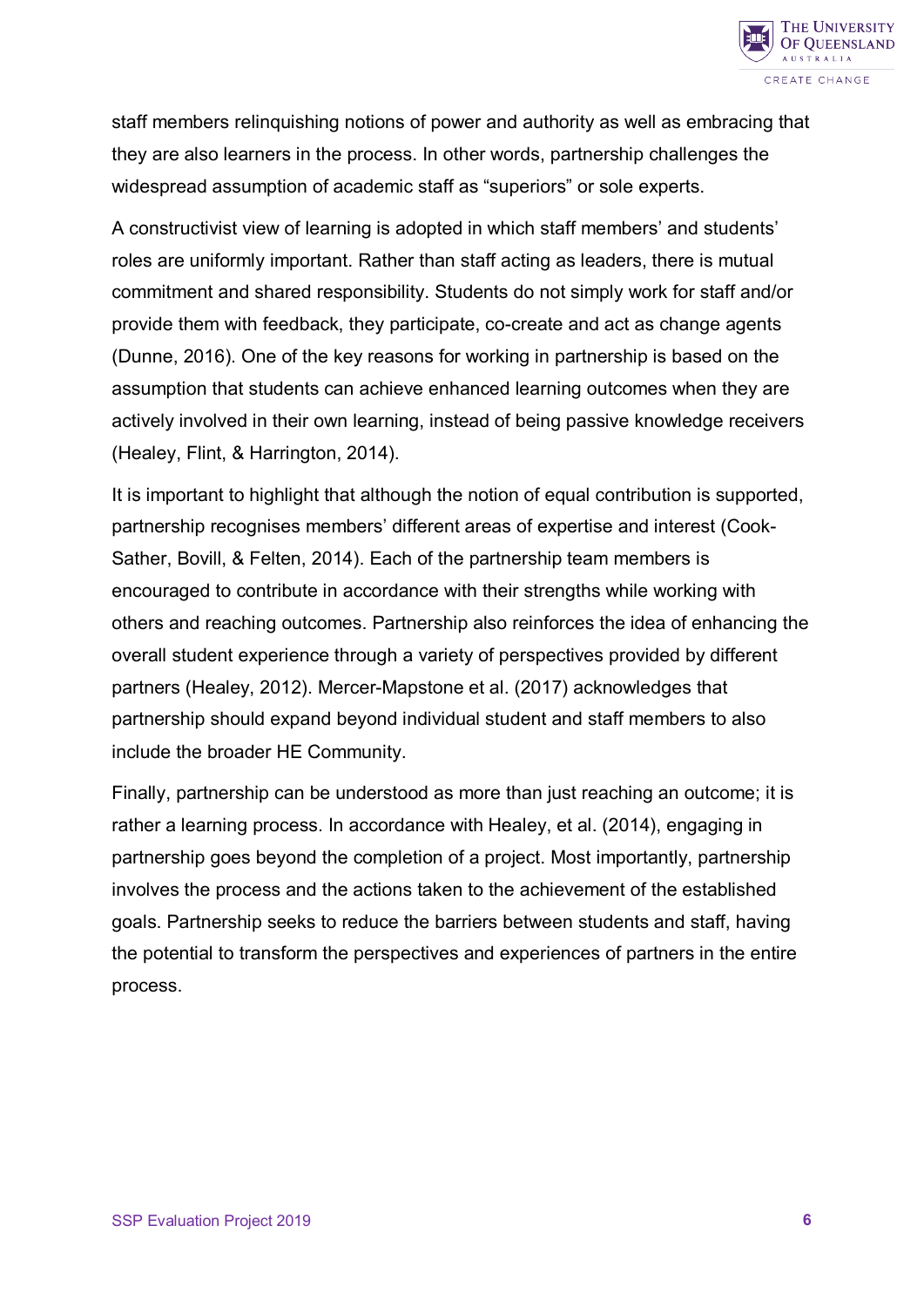staff members relinquishing notions of power and authority as well as embracing that they are also learners in the process. In other words, partnership challenges the widespread assumption of academic staff as “superiors” or sole experts.

A constructivist view of learning is adopted in which staff members’ and students’ roles are uniformly important. Rather than staff acting as leaders, there is mutual commitment and shared responsibility. Students do not simply work for staff and/or provide them with feedback, they participate, co-create and act as change agents (Dunne, 2016). One of the key reasons for working in partnership is based on the assumption that students can achieve enhanced learning outcomes when they are actively involved in their own learning, instead of being passive knowledge receivers (Healey, Flint, & Harrington, 2014).

It is important to highlight that although the notion of equal contribution is supported, partnership recognises members’ different areas of expertise and interest (Cook-Sather, Bovill, & Felten, 2014). Each of the partnership team members is encouraged to contribute in accordance with their strengths while working with others and reaching outcomes. Partnership also reinforces the idea of enhancing the overall student experience through a variety of perspectives provided by different partners (Healey, 2012). Mercer-Mapstone et al. (2017) acknowledges that partnership should expand beyond individual student and staff members to also include the broader HE Community.

Finally, partnership can be understood as more than just reaching an outcome; it is rather a learning process. In accordance with Healey, et al. (2014), engaging in partnership goes beyond the completion of a project. Most importantly, partnership involves the process and the actions taken to the achievement of the established goals. Partnership seeks to reduce the barriers between students and staff, having the potential to transform the perspectives and experiences of partners in the entire process.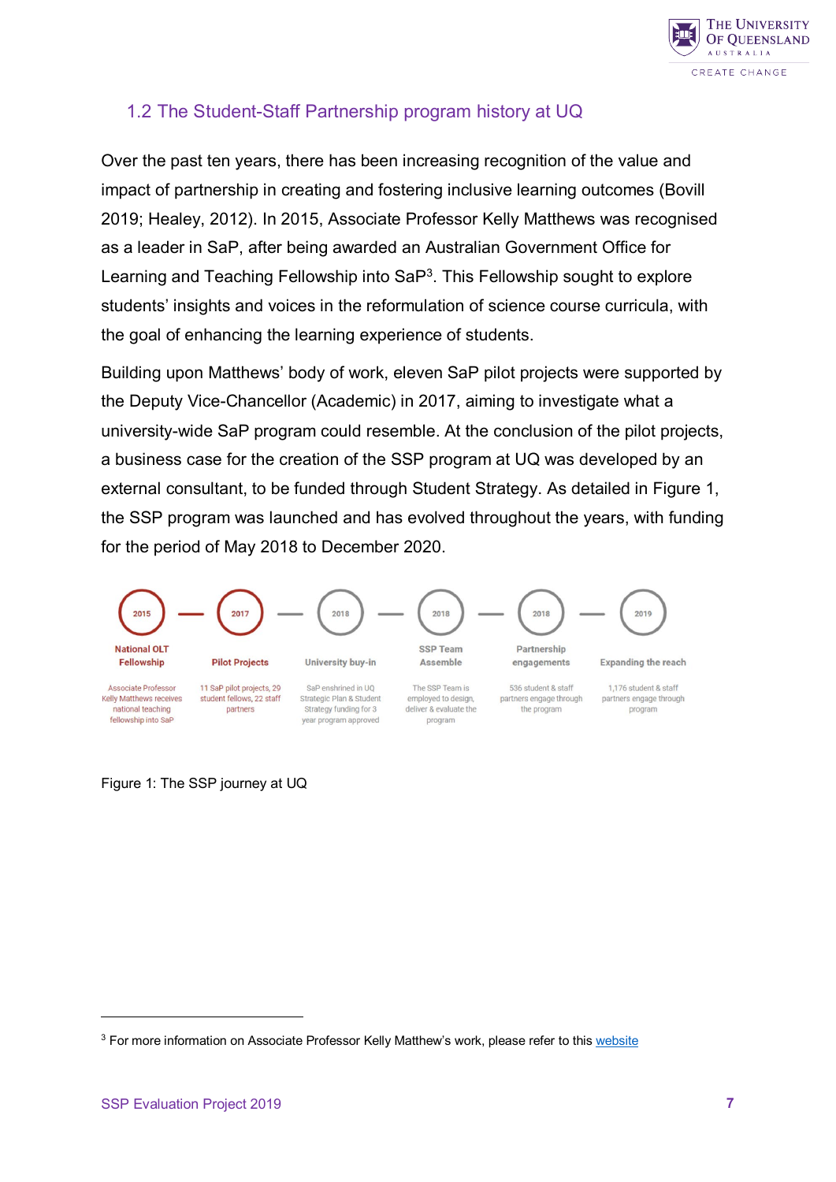## 1.2 The Student-Staff Partnership program history at UQ

Over the past ten years, there has been increasing recognition of the value and impact of partnership in creating and fostering inclusive learning outcomes (Bovill 2019; Healey, 2012). In 2015, Associate Professor Kelly Matthews was recognised as a leader in SaP, after being awarded an Australian Government Office for Learning and Teaching Fellowship into SaP[3]. This Fellowship sought to explore students' insights and voices in the reformulation of science course curricula, with the goal of enhancing the learning experience of students.

Building upon Matthews' body of work, eleven SaP pilot projects were supported by the Deputy Vice-Chancellor (Academic) in 2017, aiming to investigate what a university-wide SaP program could resemble. At the conclusion of the pilot projects, a business case for the creation of the SSP program at UQ was developed by an external consultant, to be funded through Student Strategy. As detailed in Figure 1, the SSP program was launched and has evolved throughout the years, with funding for the period of May 2018 to December 2020.

| 2015 | 2017 | 2018 | 2018 | 2018 | 2019 |
|---|---|---|---|---|---|
| **National OLT Fellowship** | **Pilot Projects** | **University buy-in** | **SSP Team Assemble** | **Partnership engagements** | **Expanding the reach** |
| Associate Professor Kelly Matthews receives national teaching fellowship into SaP | 11 SaP pilot projects, 29 student fellows, 22 staff partners | SaP enshrined in UQ Strategic Plan & Student Strategy funding for 3 year program approved | The SSP Team is employed to design, deliver & evaluate the program | 536 student & staff partners engage through the program | 1,176 student & staff partners engage through program |

Figure 1: The SSP journey at UQ

[3] For more information on Associate Professor Kelly Matthew's work, please refer to this website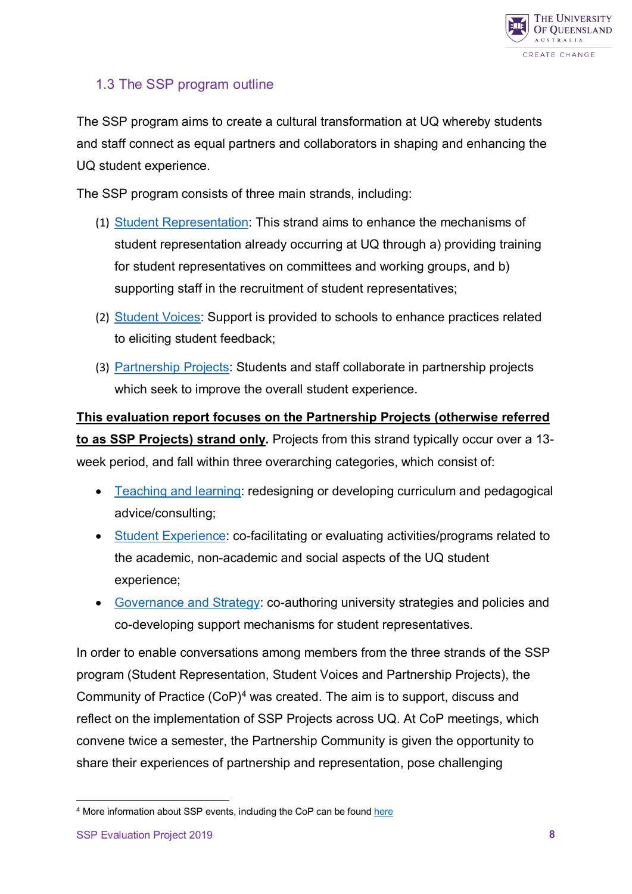## 1.3 The SSP program outline

The SSP program aims to create a cultural transformation at UQ whereby students and staff connect as equal partners and collaborators in shaping and enhancing the UQ student experience.

The SSP program consists of three main strands, including:

(1) Student Representation: This strand aims to enhance the mechanisms of student representation already occurring at UQ through a) providing training for student representatives on committees and working groups, and b) supporting staff in the recruitment of student representatives;

(2) Student Voices: Support is provided to schools to enhance practices related to eliciting student feedback;

(3) Partnership Projects: Students and staff collaborate in partnership projects which seek to improve the overall student experience.

**This evaluation report focuses on the Partnership Projects (otherwise referred to as SSP Projects) strand only.** Projects from this strand typically occur over a 13-week period, and fall within three overarching categories, which consist of:

- Teaching and learning: redesigning or developing curriculum and pedagogical advice/consulting;
- Student Experience: co-facilitating or evaluating activities/programs related to the academic, non-academic and social aspects of the UQ student experience;
- Governance and Strategy: co-authoring university strategies and policies and co-developing support mechanisms for student representatives.

In order to enable conversations among members from the three strands of the SSP program (Student Representation, Student Voices and Partnership Projects), the Community of Practice (CoP)[4] was created. The aim is to support, discuss and reflect on the implementation of SSP Projects across UQ. At CoP meetings, which convene twice a semester, the Partnership Community is given the opportunity to share their experiences of partnership and representation, pose challenging

[4] More information about SSP events, including the CoP can be found here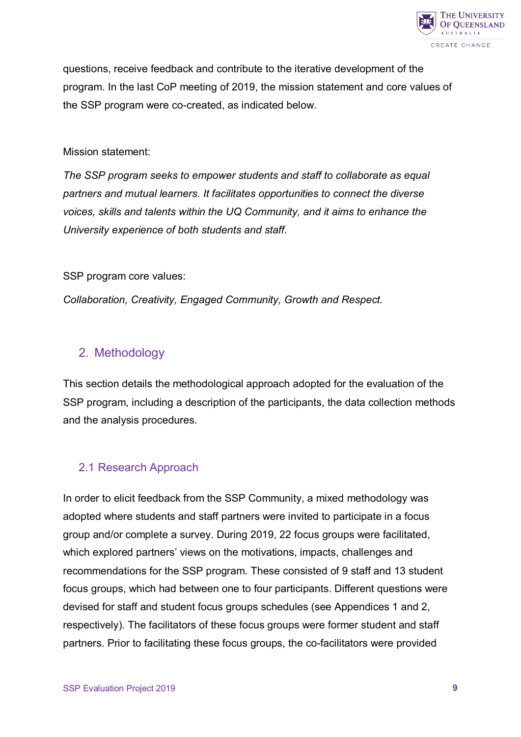questions, receive feedback and contribute to the iterative development of the program. In the last CoP meeting of 2019, the mission statement and core values of the SSP program were co-created, as indicated below.

Mission statement:

*The SSP program seeks to empower students and staff to collaborate as equal partners and mutual learners. It facilitates opportunities to connect the diverse voices, skills and talents within the UQ Community, and it aims to enhance the University experience of both students and staff.*

SSP program core values:

*Collaboration, Creativity, Engaged Community, Growth and Respect.*

## 2. Methodology

This section details the methodological approach adopted for the evaluation of the SSP program, including a description of the participants, the data collection methods and the analysis procedures.

### 2.1 Research Approach

In order to elicit feedback from the SSP Community, a mixed methodology was adopted where students and staff partners were invited to participate in a focus group and/or complete a survey. During 2019, 22 focus groups were facilitated, which explored partners' views on the motivations, impacts, challenges and recommendations for the SSP program. These consisted of 9 staff and 13 student focus groups, which had between one to four participants. Different questions were devised for staff and student focus groups schedules (see Appendices 1 and 2, respectively). The facilitators of these focus groups were former student and staff partners. Prior to facilitating these focus groups, the co-facilitators were provided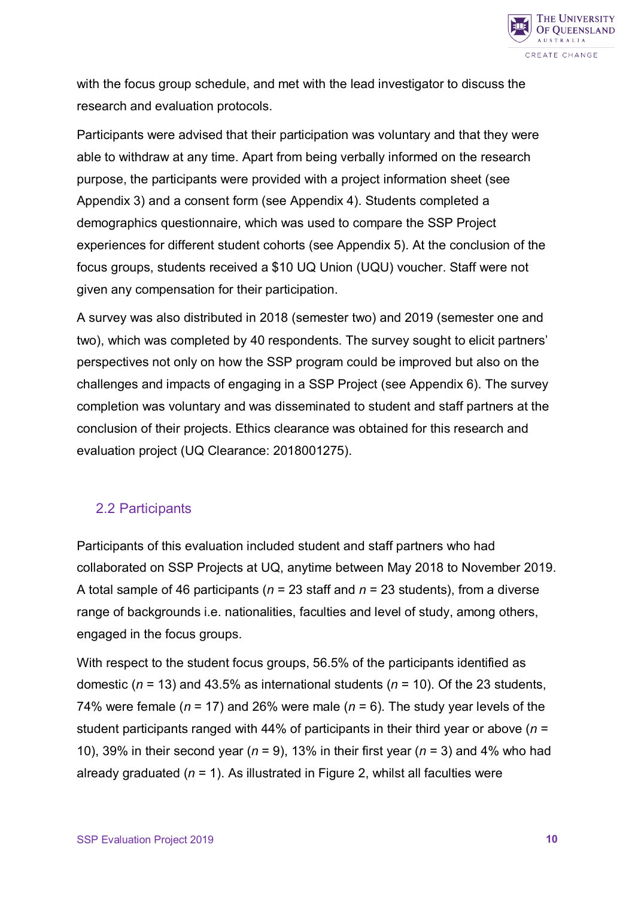with the focus group schedule, and met with the lead investigator to discuss the research and evaluation protocols.

Participants were advised that their participation was voluntary and that they were able to withdraw at any time. Apart from being verbally informed on the research purpose, the participants were provided with a project information sheet (see Appendix 3) and a consent form (see Appendix 4). Students completed a demographics questionnaire, which was used to compare the SSP Project experiences for different student cohorts (see Appendix 5). At the conclusion of the focus groups, students received a $10 UQ Union (UQU) voucher. Staff were not given any compensation for their participation.

A survey was also distributed in 2018 (semester two) and 2019 (semester one and two), which was completed by 40 respondents. The survey sought to elicit partners' perspectives not only on how the SSP program could be improved but also on the challenges and impacts of engaging in a SSP Project (see Appendix 6). The survey completion was voluntary and was disseminated to student and staff partners at the conclusion of their projects. Ethics clearance was obtained for this research and evaluation project (UQ Clearance: 2018001275).

## 2.2 Participants

Participants of this evaluation included student and staff partners who had collaborated on SSP Projects at UQ, anytime between May 2018 to November 2019. A total sample of 46 participants ($n$ = 23 staff and $n$ = 23 students), from a diverse range of backgrounds i.e. nationalities, faculties and level of study, among others, engaged in the focus groups.

With respect to the student focus groups, 56.5% of the participants identified as domestic ($n$ = 13) and 43.5% as international students ($n$ = 10). Of the 23 students, 74% were female ($n$ = 17) and 26% were male ($n$ = 6). The study year levels of the student participants ranged with 44% of participants in their third year or above ($n$ = 10), 39% in their second year ($n$ = 9), 13% in their first year ($n$ = 3) and 4% who had already graduated ($n$ = 1). As illustrated in Figure 2, whilst all faculties were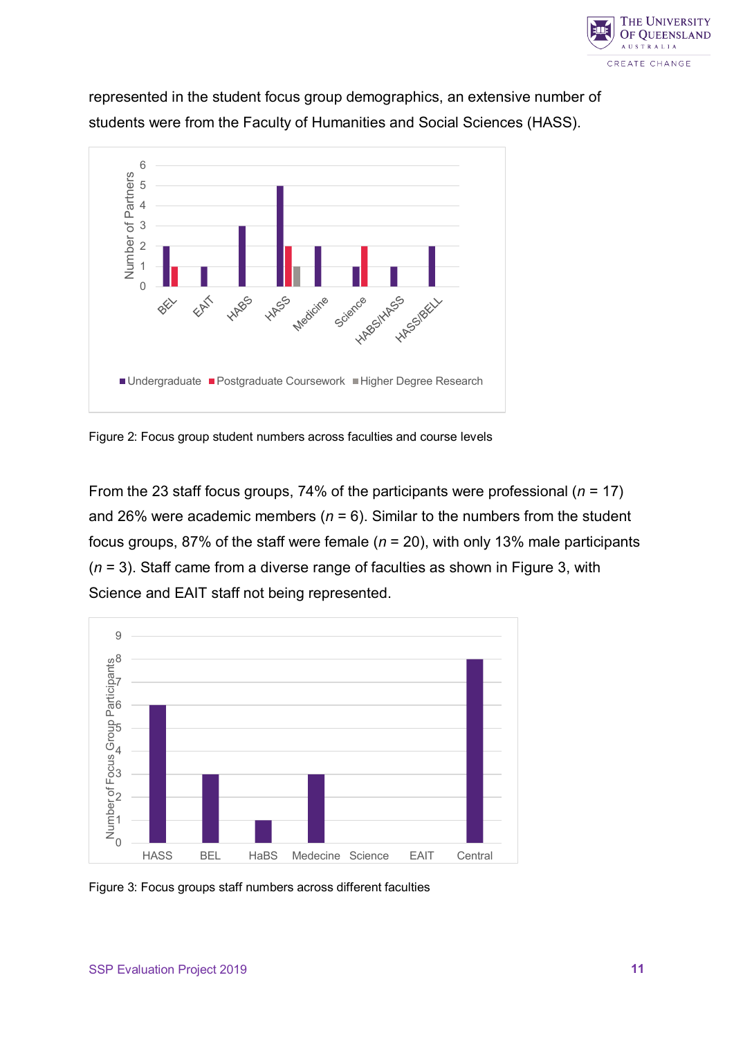represented in the student focus group demographics, an extensive number of students were from the Faculty of Humanities and Social Sciences (HASS).

Figure 2: Focus group student numbers across faculties and course levels

From the 23 staff focus groups, 74% of the participants were professional ($n$ = 17) and 26% were academic members ($n$ = 6). Similar to the numbers from the student focus groups, 87% of the staff were female ($n$ = 20), with only 13% male participants ($n$ = 3). Staff came from a diverse range of faculties as shown in Figure 3, with Science and EAIT staff not being represented.

Figure 3: Focus groups staff numbers across different faculties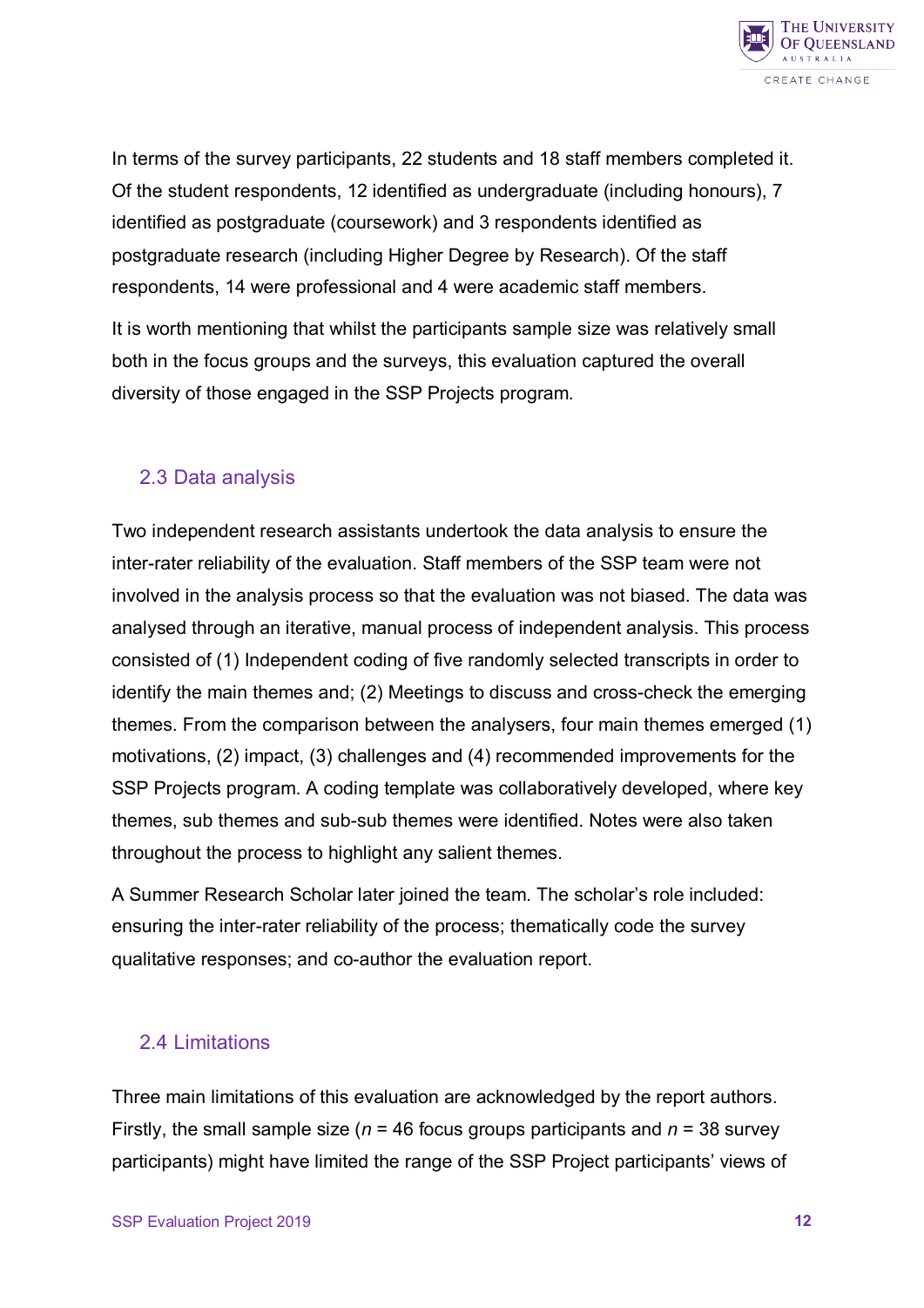In terms of the survey participants, 22 students and 18 staff members completed it. Of the student respondents, 12 identified as undergraduate (including honours), 7 identified as postgraduate (coursework) and 3 respondents identified as postgraduate research (including Higher Degree by Research). Of the staff respondents, 14 were professional and 4 were academic staff members.

It is worth mentioning that whilst the participants sample size was relatively small both in the focus groups and the surveys, this evaluation captured the overall diversity of those engaged in the SSP Projects program.

## 2.3 Data analysis

Two independent research assistants undertook the data analysis to ensure the inter-rater reliability of the evaluation. Staff members of the SSP team were not involved in the analysis process so that the evaluation was not biased. The data was analysed through an iterative, manual process of independent analysis. This process consisted of (1) Independent coding of five randomly selected transcripts in order to identify the main themes and; (2) Meetings to discuss and cross-check the emerging themes. From the comparison between the analysers, four main themes emerged (1) motivations, (2) impact, (3) challenges and (4) recommended improvements for the SSP Projects program. A coding template was collaboratively developed, where key themes, sub themes and sub-sub themes were identified. Notes were also taken throughout the process to highlight any salient themes.

A Summer Research Scholar later joined the team. The scholar's role included: ensuring the inter-rater reliability of the process; thematically code the survey qualitative responses; and co-author the evaluation report.

## 2.4 Limitations

Three main limitations of this evaluation are acknowledged by the report authors. Firstly, the small sample size ($n$ = 46 focus groups participants and $n$ = 38 survey participants) might have limited the range of the SSP Project participants' views of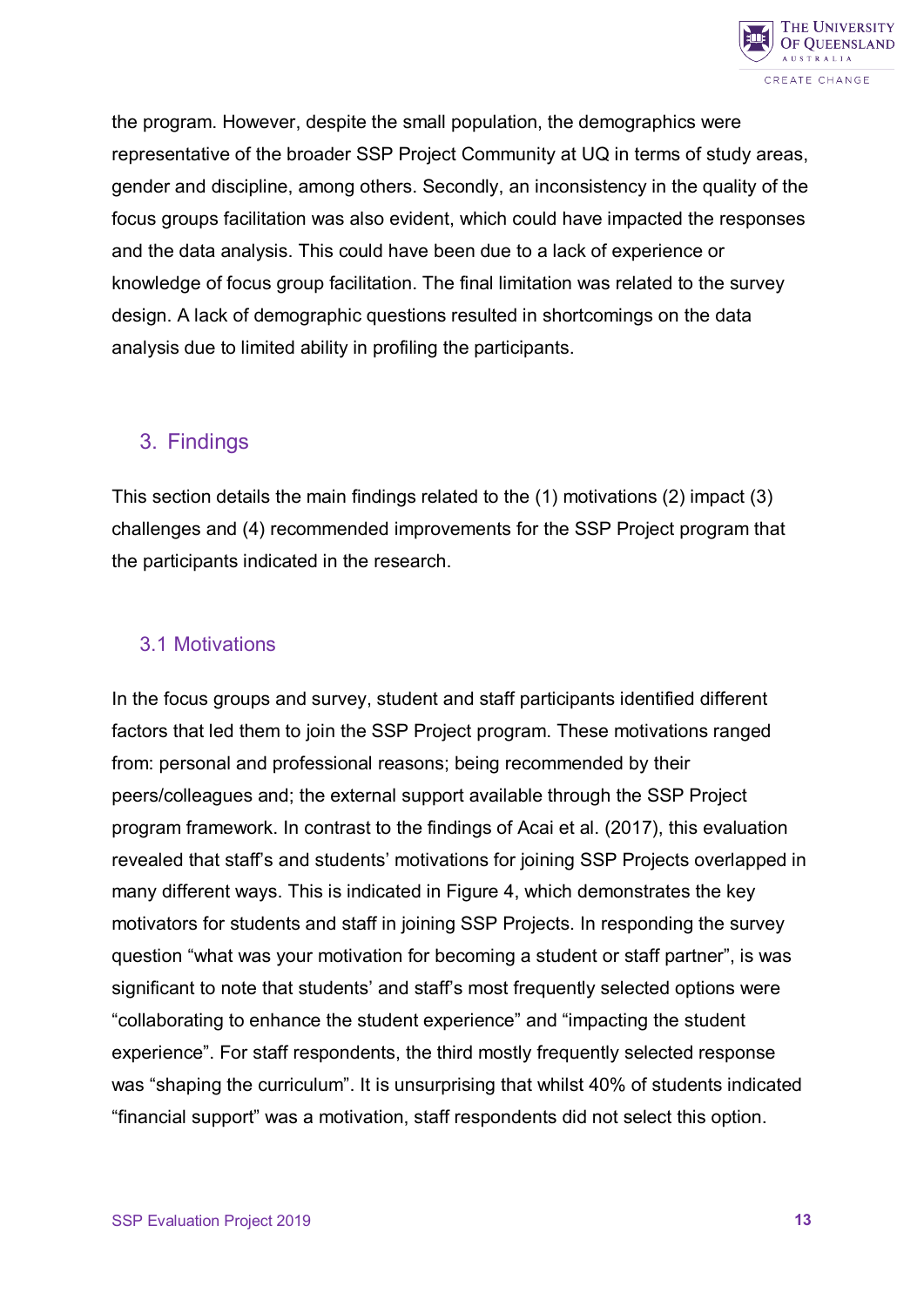the program. However, despite the small population, the demographics were representative of the broader SSP Project Community at UQ in terms of study areas, gender and discipline, among others. Secondly, an inconsistency in the quality of the focus groups facilitation was also evident, which could have impacted the responses and the data analysis. This could have been due to a lack of experience or knowledge of focus group facilitation. The final limitation was related to the survey design. A lack of demographic questions resulted in shortcomings on the data analysis due to limited ability in profiling the participants.

## 3. Findings

This section details the main findings related to the (1) motivations (2) impact (3) challenges and (4) recommended improvements for the SSP Project program that the participants indicated in the research.

### 3.1 Motivations

In the focus groups and survey, student and staff participants identified different factors that led them to join the SSP Project program. These motivations ranged from: personal and professional reasons; being recommended by their peers/colleagues and; the external support available through the SSP Project program framework. In contrast to the findings of Acai et al. (2017), this evaluation revealed that staff's and students' motivations for joining SSP Projects overlapped in many different ways. This is indicated in Figure 4, which demonstrates the key motivators for students and staff in joining SSP Projects. In responding the survey question "what was your motivation for becoming a student or staff partner", is was significant to note that students' and staff's most frequently selected options were "collaborating to enhance the student experience" and "impacting the student experience". For staff respondents, the third mostly frequently selected response was "shaping the curriculum". It is unsurprising that whilst 40% of students indicated "financial support" was a motivation, staff respondents did not select this option.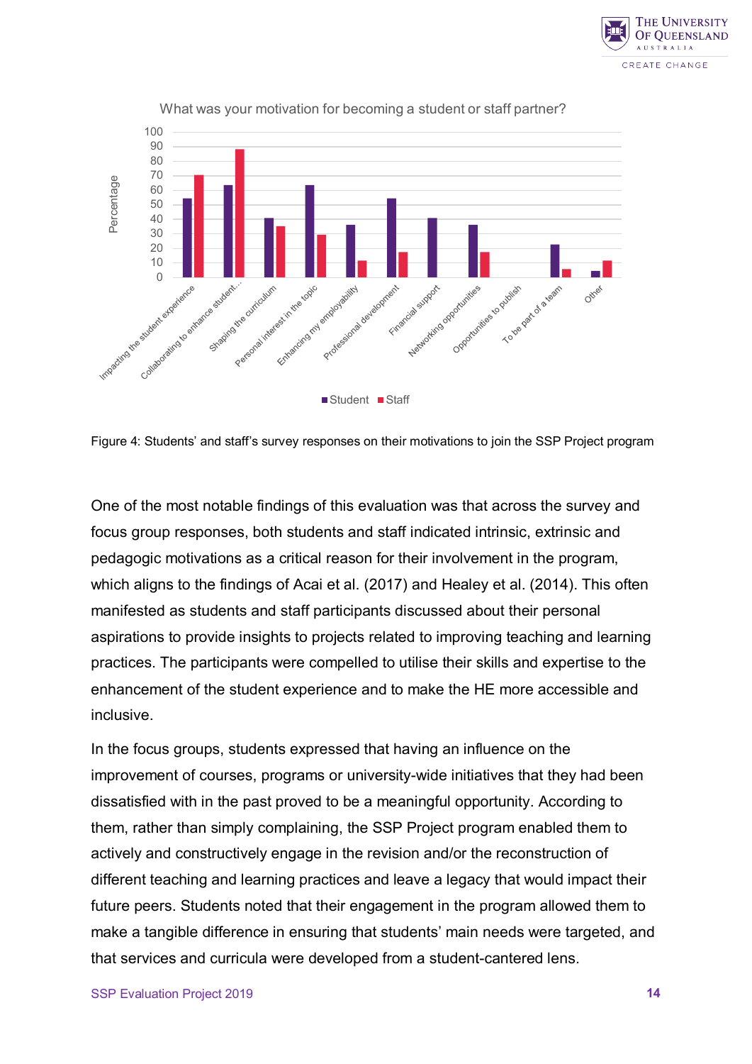Figure 4: Students' and staff's survey responses on their motivations to join the SSP Project program

One of the most notable findings of this evaluation was that across the survey and focus group responses, both students and staff indicated intrinsic, extrinsic and pedagogic motivations as a critical reason for their involvement in the program, which aligns to the findings of Acai et al. (2017) and Healey et al. (2014). This often manifested as students and staff participants discussed about their personal aspirations to provide insights to projects related to improving teaching and learning practices. The participants were compelled to utilise their skills and expertise to the enhancement of the student experience and to make the HE more accessible and inclusive.

In the focus groups, students expressed that having an influence on the improvement of courses, programs or university-wide initiatives that they had been dissatisfied with in the past proved to be a meaningful opportunity. According to them, rather than simply complaining, the SSP Project program enabled them to actively and constructively engage in the revision and/or the reconstruction of different teaching and learning practices and leave a legacy that would impact their future peers. Students noted that their engagement in the program allowed them to make a tangible difference in ensuring that students' main needs were targeted, and that services and curricula were developed from a student-cantered lens.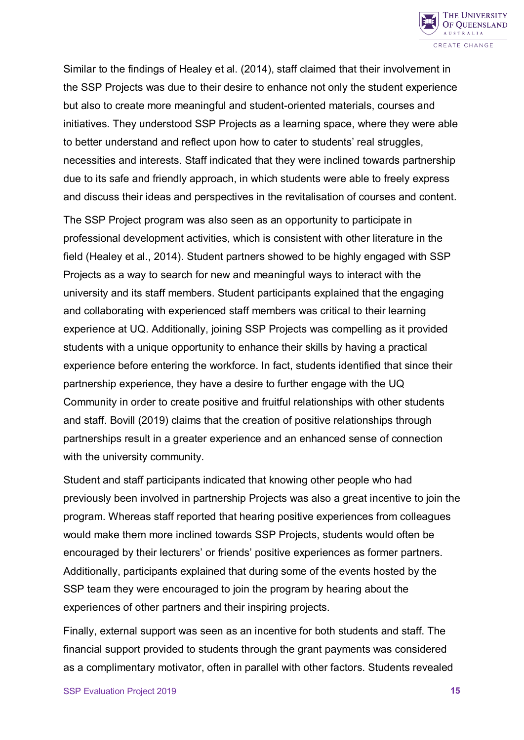Similar to the findings of Healey et al. (2014), staff claimed that their involvement in the SSP Projects was due to their desire to enhance not only the student experience but also to create more meaningful and student-oriented materials, courses and initiatives. They understood SSP Projects as a learning space, where they were able to better understand and reflect upon how to cater to students' real struggles, necessities and interests. Staff indicated that they were inclined towards partnership due to its safe and friendly approach, in which students were able to freely express and discuss their ideas and perspectives in the revitalisation of courses and content.

The SSP Project program was also seen as an opportunity to participate in professional development activities, which is consistent with other literature in the field (Healey et al., 2014). Student partners showed to be highly engaged with SSP Projects as a way to search for new and meaningful ways to interact with the university and its staff members. Student participants explained that the engaging and collaborating with experienced staff members was critical to their learning experience at UQ. Additionally, joining SSP Projects was compelling as it provided students with a unique opportunity to enhance their skills by having a practical experience before entering the workforce. In fact, students identified that since their partnership experience, they have a desire to further engage with the UQ Community in order to create positive and fruitful relationships with other students and staff. Bovill (2019) claims that the creation of positive relationships through partnerships result in a greater experience and an enhanced sense of connection with the university community.

Student and staff participants indicated that knowing other people who had previously been involved in partnership Projects was also a great incentive to join the program. Whereas staff reported that hearing positive experiences from colleagues would make them more inclined towards SSP Projects, students would often be encouraged by their lecturers' or friends' positive experiences as former partners. Additionally, participants explained that during some of the events hosted by the SSP team they were encouraged to join the program by hearing about the experiences of other partners and their inspiring projects.

Finally, external support was seen as an incentive for both students and staff. The financial support provided to students through the grant payments was considered as a complimentary motivator, often in parallel with other factors. Students revealed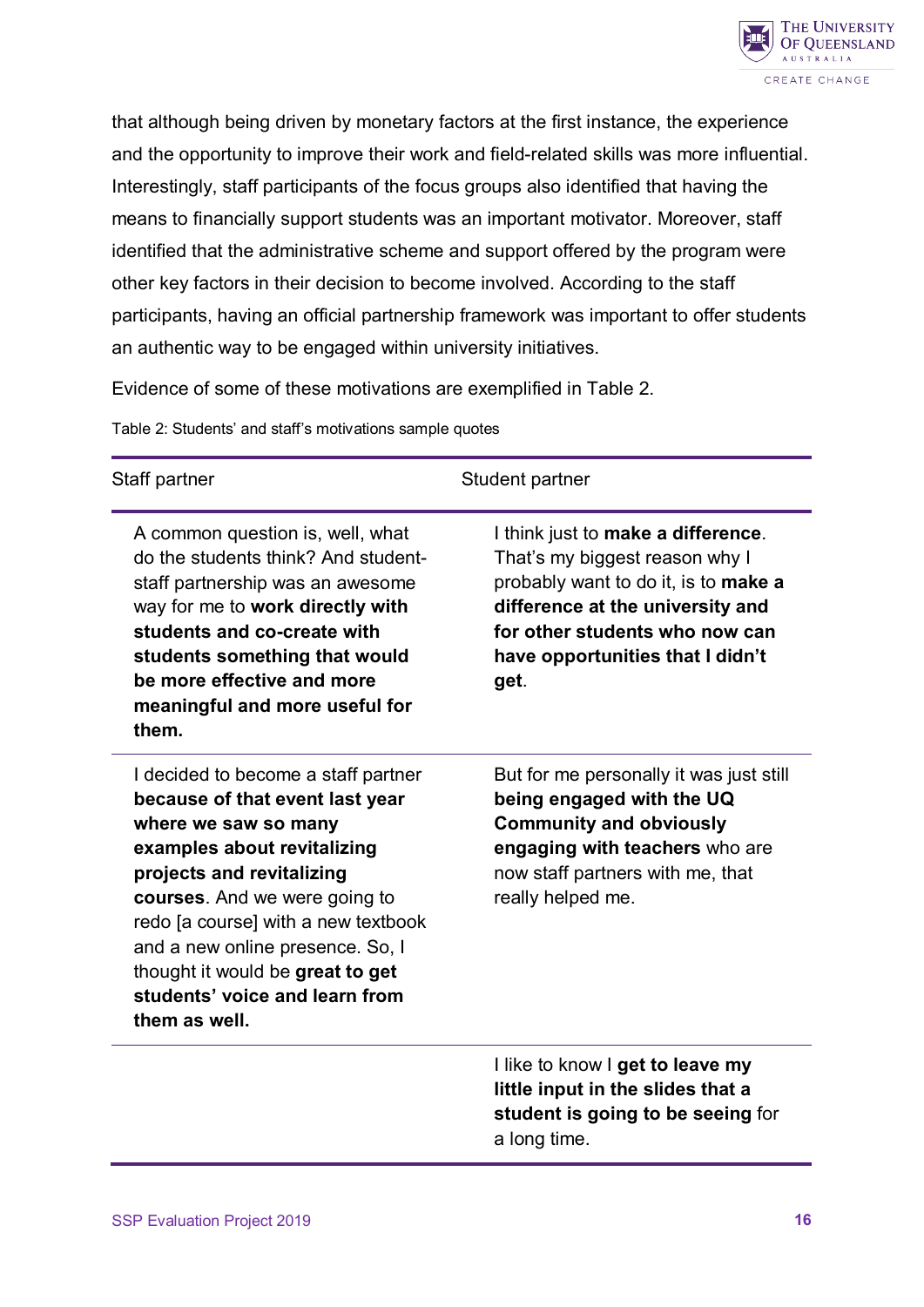that although being driven by monetary factors at the first instance, the experience and the opportunity to improve their work and field-related skills was more influential. Interestingly, staff participants of the focus groups also identified that having the means to financially support students was an important motivator. Moreover, staff identified that the administrative scheme and support offered by the program were other key factors in their decision to become involved. According to the staff participants, having an official partnership framework was important to offer students an authentic way to be engaged within university initiatives.

Evidence of some of these motivations are exemplified in Table 2.

Table 2: Students' and staff's motivations sample quotes

| Staff partner | Student partner |
|---|---|
| A common question is, well, what do the students think? And student-staff partnership was an awesome way for me to **work directly with students and co-create with students something that would be more effective and more meaningful and more useful for them.** | I think just to **make a difference**. That's my biggest reason why I probably want to do it, is to **make a difference at the university and for other students who now can have opportunities that I didn't get**. |
| I decided to become a staff partner **because of that event last year where we saw so many examples about revitalizing projects and revitalizing courses**. And we were going to redo [a course] with a new textbook and a new online presence. So, I thought it would be **great to get students' voice and learn from them as well.** | But for me personally it was just still **being engaged with the UQ Community and obviously engaging with teachers** who are now staff partners with me, that really helped me. |
| | I like to know I **get to leave my little input in the slides that a student is going to be seeing** for a long time. |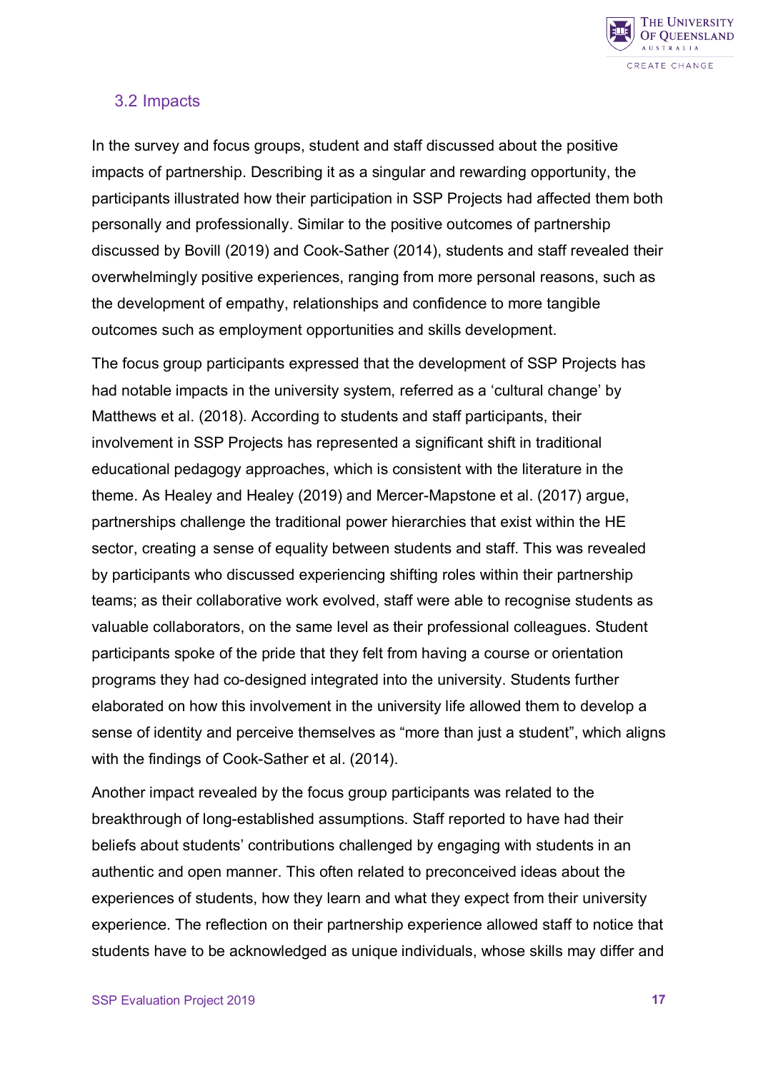## 3.2 Impacts

In the survey and focus groups, student and staff discussed about the positive impacts of partnership. Describing it as a singular and rewarding opportunity, the participants illustrated how their participation in SSP Projects had affected them both personally and professionally. Similar to the positive outcomes of partnership discussed by Bovill (2019) and Cook-Sather (2014), students and staff revealed their overwhelmingly positive experiences, ranging from more personal reasons, such as the development of empathy, relationships and confidence to more tangible outcomes such as employment opportunities and skills development.

The focus group participants expressed that the development of SSP Projects has had notable impacts in the university system, referred as a 'cultural change' by Matthews et al. (2018). According to students and staff participants, their involvement in SSP Projects has represented a significant shift in traditional educational pedagogy approaches, which is consistent with the literature in the theme. As Healey and Healey (2019) and Mercer-Mapstone et al. (2017) argue, partnerships challenge the traditional power hierarchies that exist within the HE sector, creating a sense of equality between students and staff. This was revealed by participants who discussed experiencing shifting roles within their partnership teams; as their collaborative work evolved, staff were able to recognise students as valuable collaborators, on the same level as their professional colleagues. Student participants spoke of the pride that they felt from having a course or orientation programs they had co-designed integrated into the university. Students further elaborated on how this involvement in the university life allowed them to develop a sense of identity and perceive themselves as "more than just a student", which aligns with the findings of Cook-Sather et al. (2014).

Another impact revealed by the focus group participants was related to the breakthrough of long-established assumptions. Staff reported to have had their beliefs about students' contributions challenged by engaging with students in an authentic and open manner. This often related to preconceived ideas about the experiences of students, how they learn and what they expect from their university experience. The reflection on their partnership experience allowed staff to notice that students have to be acknowledged as unique individuals, whose skills may differ and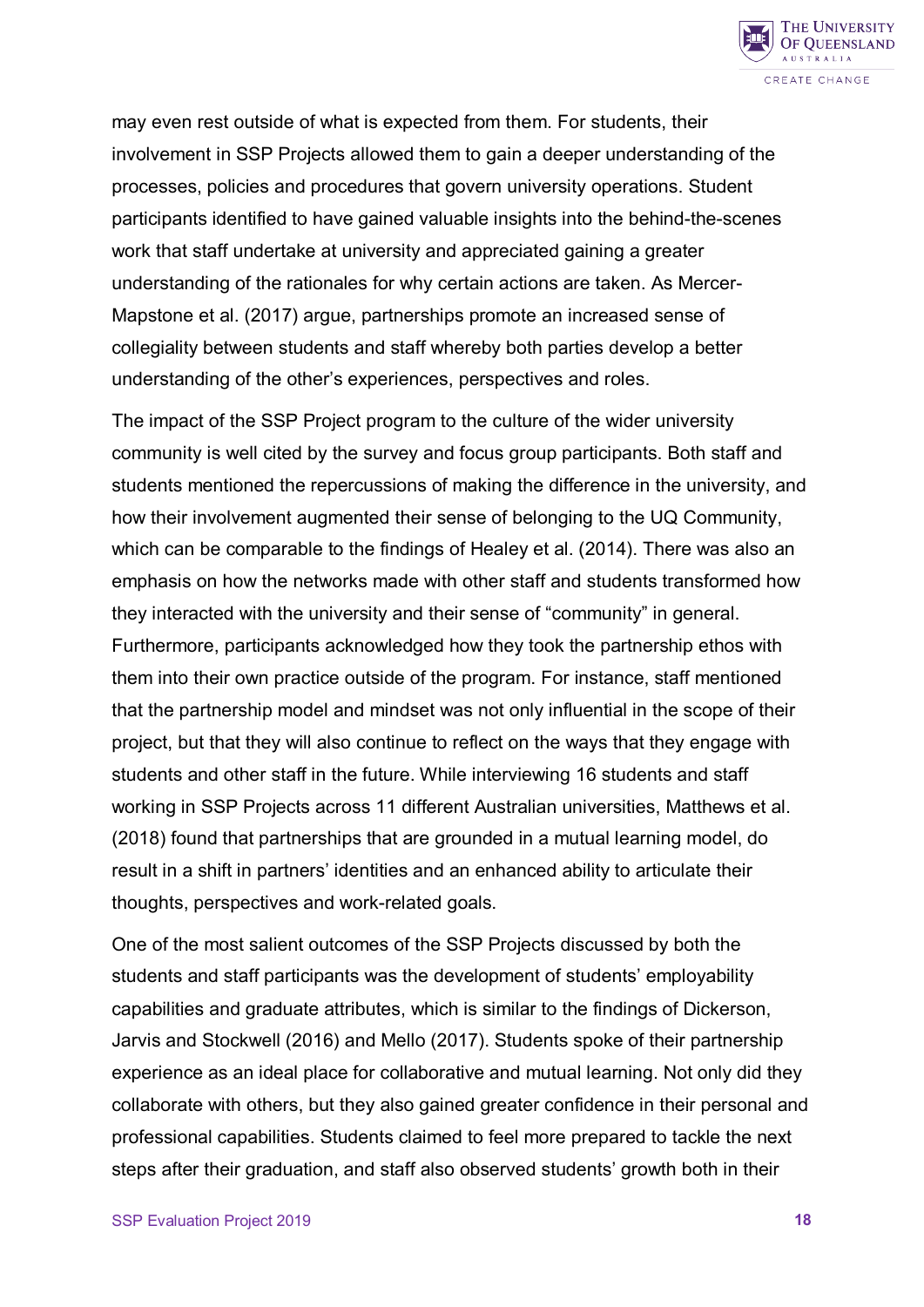may even rest outside of what is expected from them. For students, their involvement in SSP Projects allowed them to gain a deeper understanding of the processes, policies and procedures that govern university operations. Student participants identified to have gained valuable insights into the behind-the-scenes work that staff undertake at university and appreciated gaining a greater understanding of the rationales for why certain actions are taken. As Mercer-Mapstone et al. (2017) argue, partnerships promote an increased sense of collegiality between students and staff whereby both parties develop a better understanding of the other's experiences, perspectives and roles.

The impact of the SSP Project program to the culture of the wider university community is well cited by the survey and focus group participants. Both staff and students mentioned the repercussions of making the difference in the university, and how their involvement augmented their sense of belonging to the UQ Community, which can be comparable to the findings of Healey et al. (2014). There was also an emphasis on how the networks made with other staff and students transformed how they interacted with the university and their sense of "community" in general. Furthermore, participants acknowledged how they took the partnership ethos with them into their own practice outside of the program. For instance, staff mentioned that the partnership model and mindset was not only influential in the scope of their project, but that they will also continue to reflect on the ways that they engage with students and other staff in the future. While interviewing 16 students and staff working in SSP Projects across 11 different Australian universities, Matthews et al. (2018) found that partnerships that are grounded in a mutual learning model, do result in a shift in partners' identities and an enhanced ability to articulate their thoughts, perspectives and work-related goals.

One of the most salient outcomes of the SSP Projects discussed by both the students and staff participants was the development of students' employability capabilities and graduate attributes, which is similar to the findings of Dickerson, Jarvis and Stockwell (2016) and Mello (2017). Students spoke of their partnership experience as an ideal place for collaborative and mutual learning. Not only did they collaborate with others, but they also gained greater confidence in their personal and professional capabilities. Students claimed to feel more prepared to tackle the next steps after their graduation, and staff also observed students' growth both in their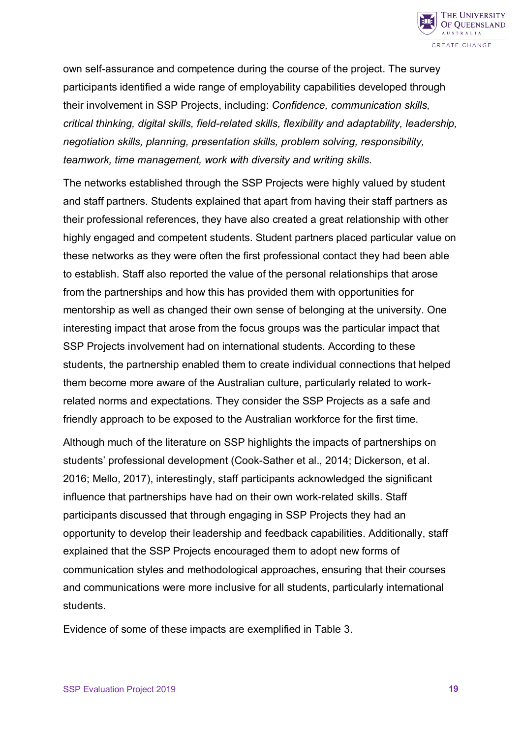own self-assurance and competence during the course of the project. The survey participants identified a wide range of employability capabilities developed through their involvement in SSP Projects, including: *Confidence, communication skills, critical thinking, digital skills, field-related skills, flexibility and adaptability, leadership, negotiation skills, planning, presentation skills, problem solving, responsibility, teamwork, time management, work with diversity and writing skills.*

The networks established through the SSP Projects were highly valued by student and staff partners. Students explained that apart from having their staff partners as their professional references, they have also created a great relationship with other highly engaged and competent students. Student partners placed particular value on these networks as they were often the first professional contact they had been able to establish. Staff also reported the value of the personal relationships that arose from the partnerships and how this has provided them with opportunities for mentorship as well as changed their own sense of belonging at the university. One interesting impact that arose from the focus groups was the particular impact that SSP Projects involvement had on international students. According to these students, the partnership enabled them to create individual connections that helped them become more aware of the Australian culture, particularly related to work-related norms and expectations. They consider the SSP Projects as a safe and friendly approach to be exposed to the Australian workforce for the first time.

Although much of the literature on SSP highlights the impacts of partnerships on students' professional development (Cook-Sather et al., 2014; Dickerson, et al. 2016; Mello, 2017), interestingly, staff participants acknowledged the significant influence that partnerships have had on their own work-related skills. Staff participants discussed that through engaging in SSP Projects they had an opportunity to develop their leadership and feedback capabilities. Additionally, staff explained that the SSP Projects encouraged them to adopt new forms of communication styles and methodological approaches, ensuring that their courses and communications were more inclusive for all students, particularly international students.

Evidence of some of these impacts are exemplified in Table 3.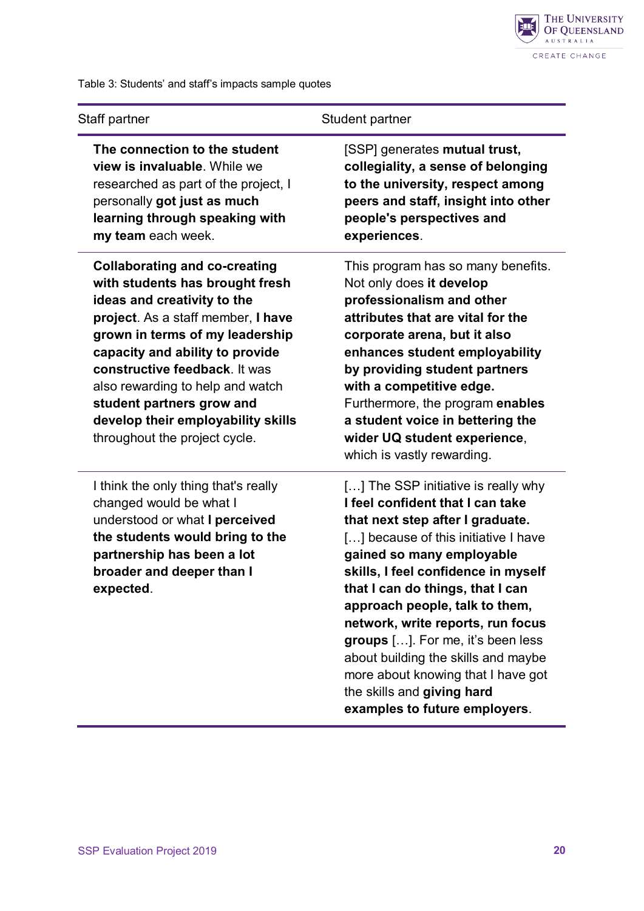Table 3: Students' and staff's impacts sample quotes

| Staff partner | Student partner |
|---|---|
| **The connection to the student view is invaluable**. While we researched as part of the project, I personally **got just as much learning through speaking with my team** each week. | [SSP] generates **mutual trust, collegiality, a sense of belonging to the university, respect among peers and staff, insight into other people's perspectives and experiences**. |
| **Collaborating and co-creating with students has brought fresh ideas and creativity to the project**. As a staff member, **I have grown in terms of my leadership capacity and ability to provide constructive feedback**. It was also rewarding to help and watch **student partners grow and develop their employability skills** throughout the project cycle. | This program has so many benefits. Not only does **it develop professionalism and other attributes that are vital for the corporate arena, but it also enhances student employability by providing student partners with a competitive edge.** Furthermore, the program **enables a student voice in bettering the wider UQ student experience**, which is vastly rewarding. |
| I think the only thing that's really changed would be what I understood or what **I perceived the students would bring to the partnership has been a lot broader and deeper than I expected**. | […] The SSP initiative is really why **I feel confident that I can take that next step after I graduate.** […] because of this initiative I have **gained so many employable skills, I feel confidence in myself that I can do things, that I can approach people, talk to them, network, write reports, run focus groups** […]. For me, it's been less about building the skills and maybe more about knowing that I have got the skills and **giving hard examples to future employers**. |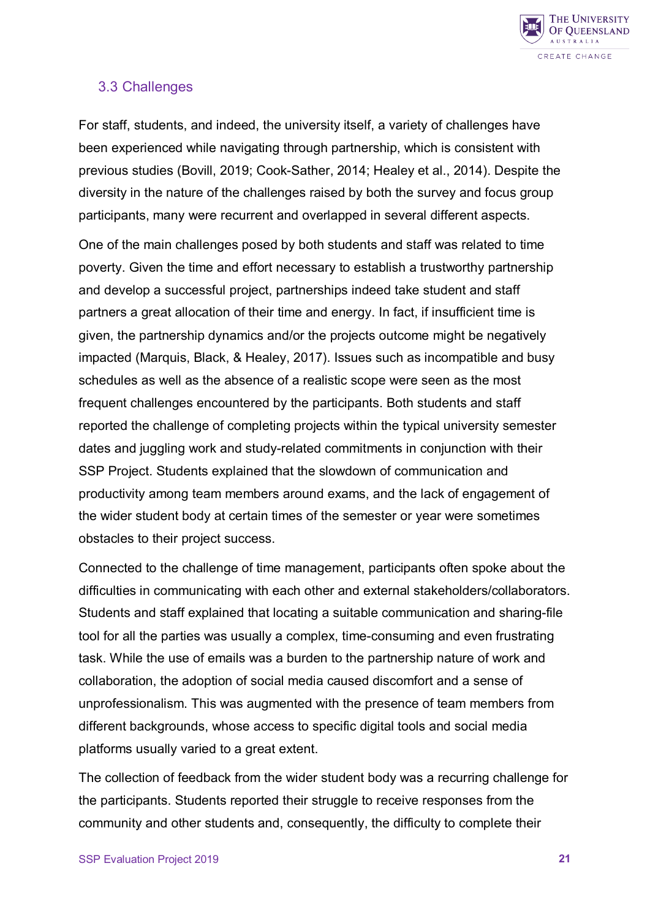### 3.3 Challenges

For staff, students, and indeed, the university itself, a variety of challenges have been experienced while navigating through partnership, which is consistent with previous studies (Bovill, 2019; Cook-Sather, 2014; Healey et al., 2014). Despite the diversity in the nature of the challenges raised by both the survey and focus group participants, many were recurrent and overlapped in several different aspects.

One of the main challenges posed by both students and staff was related to time poverty. Given the time and effort necessary to establish a trustworthy partnership and develop a successful project, partnerships indeed take student and staff partners a great allocation of their time and energy. In fact, if insufficient time is given, the partnership dynamics and/or the projects outcome might be negatively impacted (Marquis, Black, & Healey, 2017). Issues such as incompatible and busy schedules as well as the absence of a realistic scope were seen as the most frequent challenges encountered by the participants. Both students and staff reported the challenge of completing projects within the typical university semester dates and juggling work and study-related commitments in conjunction with their SSP Project. Students explained that the slowdown of communication and productivity among team members around exams, and the lack of engagement of the wider student body at certain times of the semester or year were sometimes obstacles to their project success.

Connected to the challenge of time management, participants often spoke about the difficulties in communicating with each other and external stakeholders/collaborators. Students and staff explained that locating a suitable communication and sharing-file tool for all the parties was usually a complex, time-consuming and even frustrating task. While the use of emails was a burden to the partnership nature of work and collaboration, the adoption of social media caused discomfort and a sense of unprofessionalism. This was augmented with the presence of team members from different backgrounds, whose access to specific digital tools and social media platforms usually varied to a great extent.

The collection of feedback from the wider student body was a recurring challenge for the participants. Students reported their struggle to receive responses from the community and other students and, consequently, the difficulty to complete their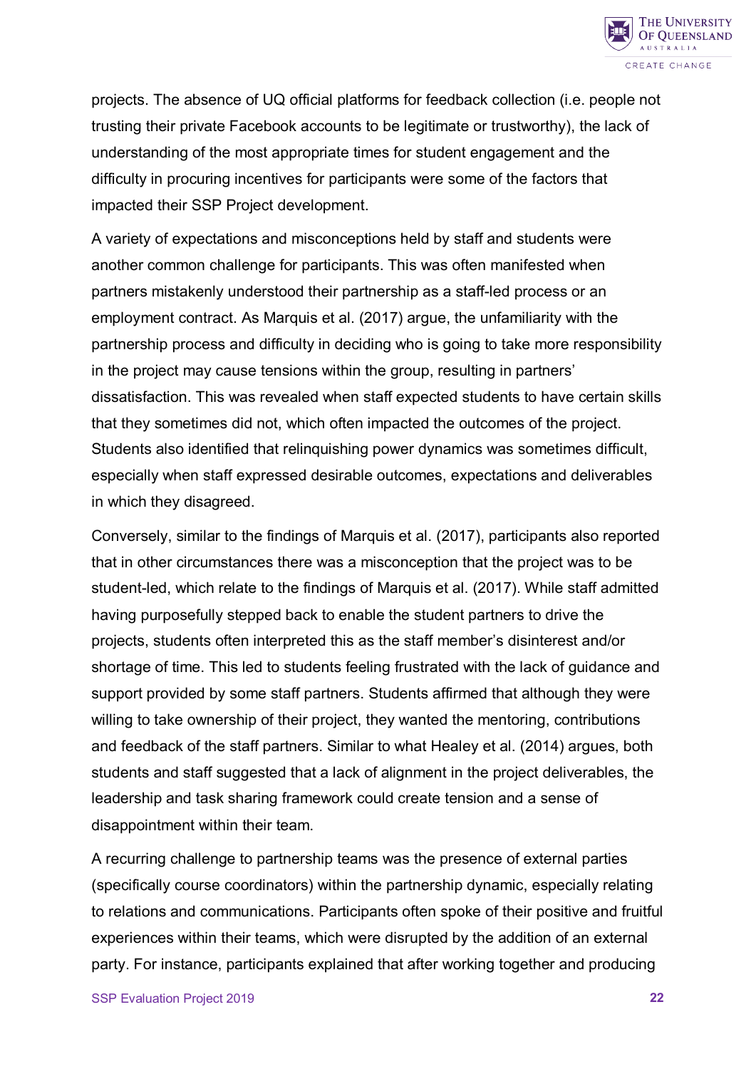projects. The absence of UQ official platforms for feedback collection (i.e. people not trusting their private Facebook accounts to be legitimate or trustworthy), the lack of understanding of the most appropriate times for student engagement and the difficulty in procuring incentives for participants were some of the factors that impacted their SSP Project development.

A variety of expectations and misconceptions held by staff and students were another common challenge for participants. This was often manifested when partners mistakenly understood their partnership as a staff-led process or an employment contract. As Marquis et al. (2017) argue, the unfamiliarity with the partnership process and difficulty in deciding who is going to take more responsibility in the project may cause tensions within the group, resulting in partners' dissatisfaction. This was revealed when staff expected students to have certain skills that they sometimes did not, which often impacted the outcomes of the project. Students also identified that relinquishing power dynamics was sometimes difficult, especially when staff expressed desirable outcomes, expectations and deliverables in which they disagreed.

Conversely, similar to the findings of Marquis et al. (2017), participants also reported that in other circumstances there was a misconception that the project was to be student-led, which relate to the findings of Marquis et al. (2017). While staff admitted having purposefully stepped back to enable the student partners to drive the projects, students often interpreted this as the staff member's disinterest and/or shortage of time. This led to students feeling frustrated with the lack of guidance and support provided by some staff partners. Students affirmed that although they were willing to take ownership of their project, they wanted the mentoring, contributions and feedback of the staff partners. Similar to what Healey et al. (2014) argues, both students and staff suggested that a lack of alignment in the project deliverables, the leadership and task sharing framework could create tension and a sense of disappointment within their team.

A recurring challenge to partnership teams was the presence of external parties (specifically course coordinators) within the partnership dynamic, especially relating to relations and communications. Participants often spoke of their positive and fruitful experiences within their teams, which were disrupted by the addition of an external party. For instance, participants explained that after working together and producing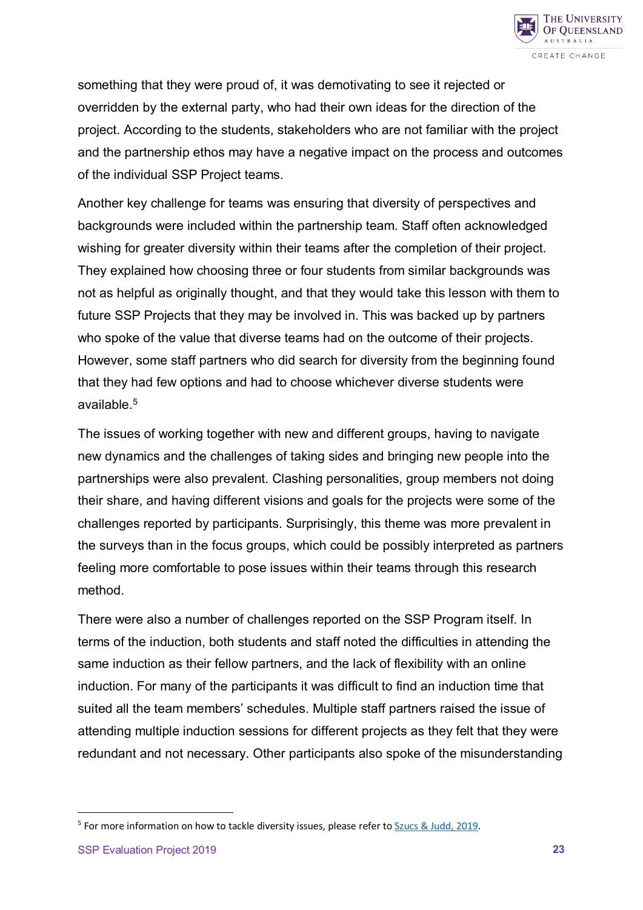something that they were proud of, it was demotivating to see it rejected or overridden by the external party, who had their own ideas for the direction of the project. According to the students, stakeholders who are not familiar with the project and the partnership ethos may have a negative impact on the process and outcomes of the individual SSP Project teams.

Another key challenge for teams was ensuring that diversity of perspectives and backgrounds were included within the partnership team. Staff often acknowledged wishing for greater diversity within their teams after the completion of their project. They explained how choosing three or four students from similar backgrounds was not as helpful as originally thought, and that they would take this lesson with them to future SSP Projects that they may be involved in. This was backed up by partners who spoke of the value that diverse teams had on the outcome of their projects. However, some staff partners who did search for diversity from the beginning found that they had few options and had to choose whichever diverse students were available.[5]

The issues of working together with new and different groups, having to navigate new dynamics and the challenges of taking sides and bringing new people into the partnerships were also prevalent. Clashing personalities, group members not doing their share, and having different visions and goals for the projects were some of the challenges reported by participants. Surprisingly, this theme was more prevalent in the surveys than in the focus groups, which could be possibly interpreted as partners feeling more comfortable to pose issues within their teams through this research method.

There were also a number of challenges reported on the SSP Program itself. In terms of the induction, both students and staff noted the difficulties in attending the same induction as their fellow partners, and the lack of flexibility with an online induction. For many of the participants it was difficult to find an induction time that suited all the team members' schedules. Multiple staff partners raised the issue of attending multiple induction sessions for different projects as they felt that they were redundant and not necessary. Other participants also spoke of the misunderstanding

---

[5] For more information on how to tackle diversity issues, please refer to Szucs & Judd, 2019.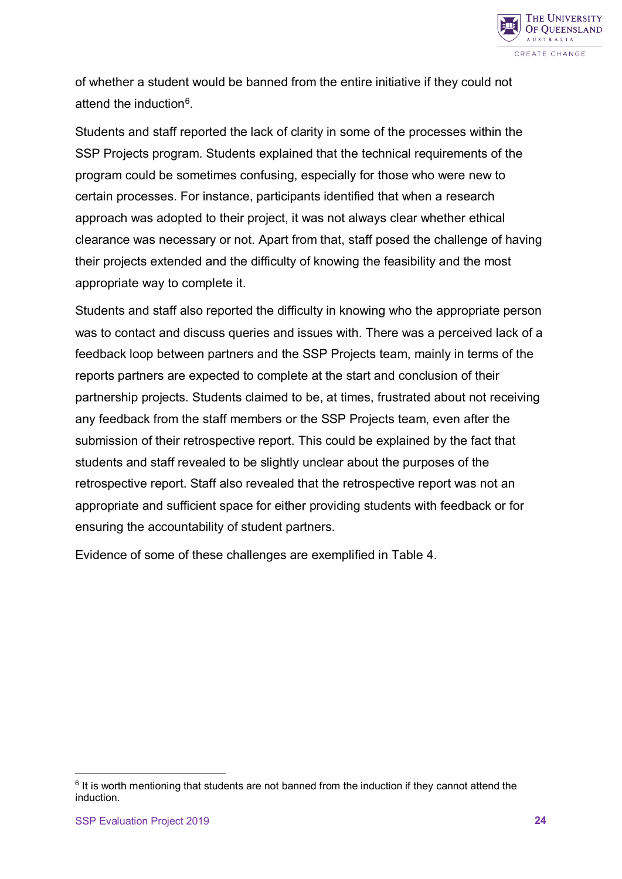of whether a student would be banned from the entire initiative if they could not attend the induction[6].

Students and staff reported the lack of clarity in some of the processes within the SSP Projects program. Students explained that the technical requirements of the program could be sometimes confusing, especially for those who were new to certain processes. For instance, participants identified that when a research approach was adopted to their project, it was not always clear whether ethical clearance was necessary or not. Apart from that, staff posed the challenge of having their projects extended and the difficulty of knowing the feasibility and the most appropriate way to complete it.

Students and staff also reported the difficulty in knowing who the appropriate person was to contact and discuss queries and issues with. There was a perceived lack of a feedback loop between partners and the SSP Projects team, mainly in terms of the reports partners are expected to complete at the start and conclusion of their partnership projects. Students claimed to be, at times, frustrated about not receiving any feedback from the staff members or the SSP Projects team, even after the submission of their retrospective report. This could be explained by the fact that students and staff revealed to be slightly unclear about the purposes of the retrospective report. Staff also revealed that the retrospective report was not an appropriate and sufficient space for either providing students with feedback or for ensuring the accountability of student partners.

Evidence of some of these challenges are exemplified in Table 4.

[6] It is worth mentioning that students are not banned from the induction if they cannot attend the induction.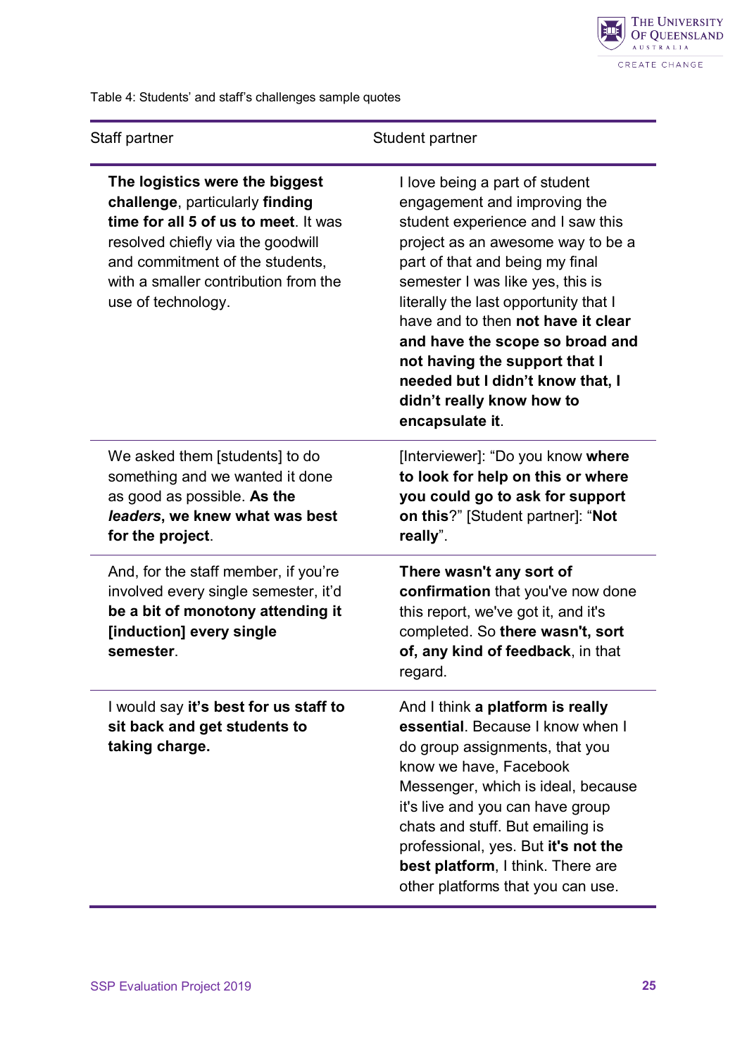Table 4: Students' and staff's challenges sample quotes

| Staff partner | Student partner |
|---|---|
| **The logistics were the biggest challenge**, particularly **finding time for all 5 of us to meet**. It was resolved chiefly via the goodwill and commitment of the students, with a smaller contribution from the use of technology. | I love being a part of student engagement and improving the student experience and I saw this project as an awesome way to be a part of that and being my final semester I was like yes, this is literally the last opportunity that I have and to then **not have it clear and have the scope so broad and not having the support that I needed but I didn't know that, I didn't really know how to encapsulate it**. |
| We asked them [students] to do something and we wanted it done as good as possible. **As the *leaders*, we knew what was best for the project**. | [Interviewer]: "Do you know **where to look for help on this or where you could go to ask for support on this**?" [Student partner]: "**Not really**". |
| And, for the staff member, if you're involved every single semester, it'd **be a bit of monotony attending it [induction] every single semester**. | **There wasn't any sort of confirmation** that you've now done this report, we've got it, and it's completed. So **there wasn't, sort of, any kind of feedback**, in that regard. |
| I would say **it's best for us staff to sit back and get students to taking charge.** | And I think **a platform is really essential**. Because I know when I do group assignments, that you know we have, Facebook Messenger, which is ideal, because it's live and you can have group chats and stuff. But emailing is professional, yes. But **it's not the best platform**, I think. There are other platforms that you can use. |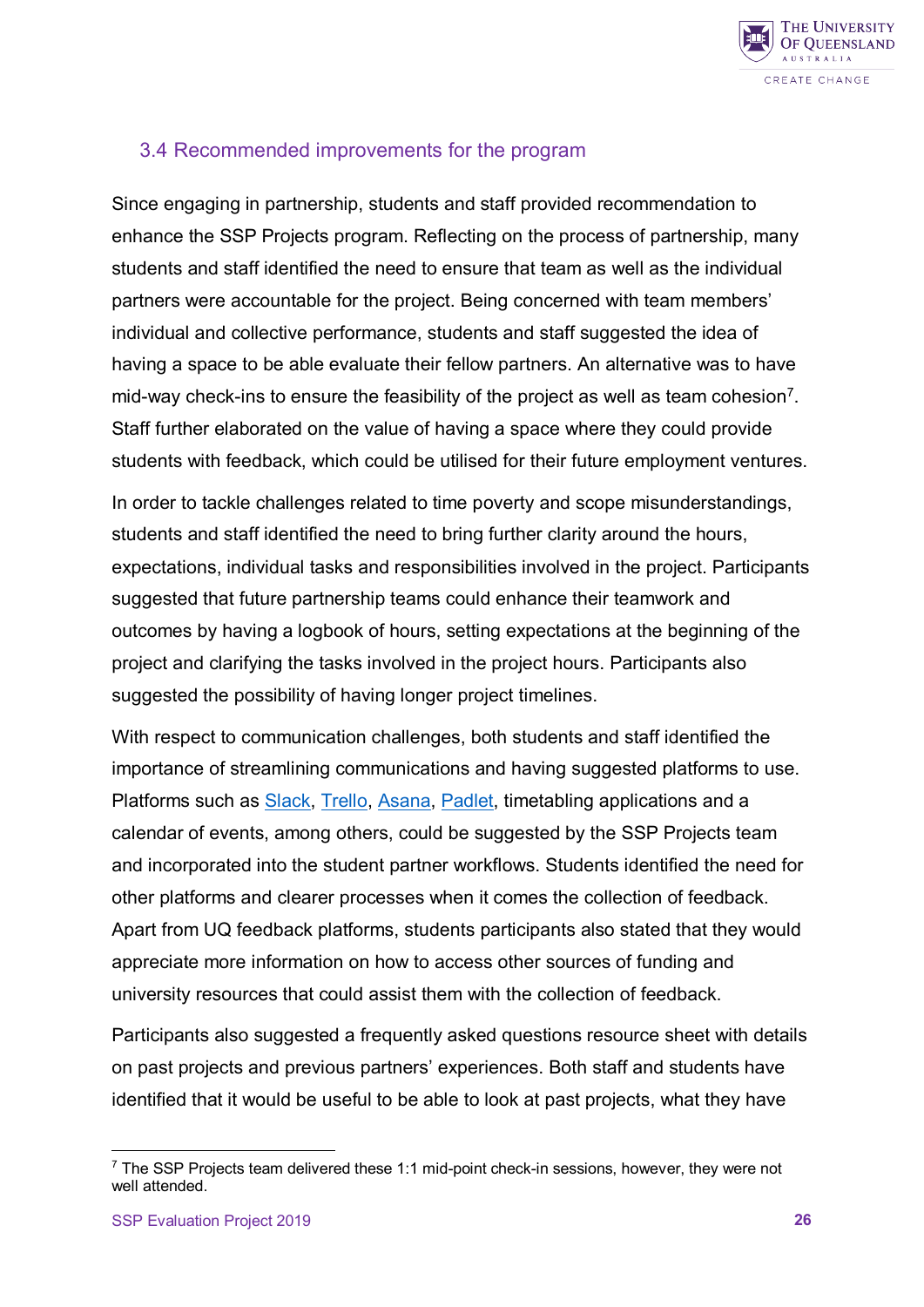## 3.4 Recommended improvements for the program

Since engaging in partnership, students and staff provided recommendation to enhance the SSP Projects program. Reflecting on the process of partnership, many students and staff identified the need to ensure that team as well as the individual partners were accountable for the project. Being concerned with team members' individual and collective performance, students and staff suggested the idea of having a space to be able evaluate their fellow partners. An alternative was to have mid-way check-ins to ensure the feasibility of the project as well as team cohesion[7]. Staff further elaborated on the value of having a space where they could provide students with feedback, which could be utilised for their future employment ventures.

In order to tackle challenges related to time poverty and scope misunderstandings, students and staff identified the need to bring further clarity around the hours, expectations, individual tasks and responsibilities involved in the project. Participants suggested that future partnership teams could enhance their teamwork and outcomes by having a logbook of hours, setting expectations at the beginning of the project and clarifying the tasks involved in the project hours. Participants also suggested the possibility of having longer project timelines.

With respect to communication challenges, both students and staff identified the importance of streamlining communications and having suggested platforms to use. Platforms such as Slack, Trello, Asana, Padlet, timetabling applications and a calendar of events, among others, could be suggested by the SSP Projects team and incorporated into the student partner workflows. Students identified the need for other platforms and clearer processes when it comes the collection of feedback. Apart from UQ feedback platforms, students participants also stated that they would appreciate more information on how to access other sources of funding and university resources that could assist them with the collection of feedback.

Participants also suggested a frequently asked questions resource sheet with details on past projects and previous partners' experiences. Both staff and students have identified that it would be useful to be able to look at past projects, what they have

---

[7] The SSP Projects team delivered these 1:1 mid-point check-in sessions, however, they were not well attended.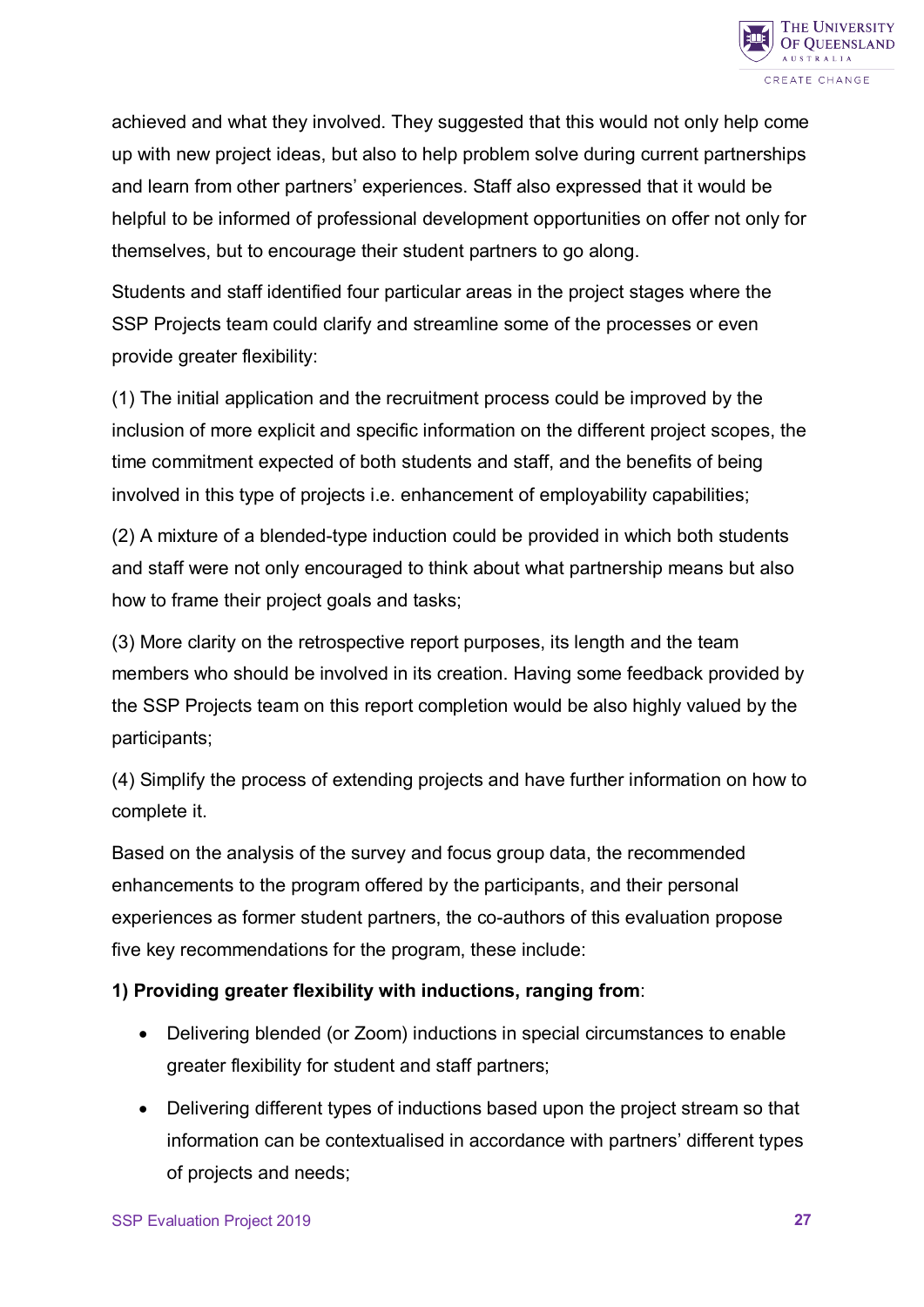achieved and what they involved. They suggested that this would not only help come up with new project ideas, but also to help problem solve during current partnerships and learn from other partners' experiences. Staff also expressed that it would be helpful to be informed of professional development opportunities on offer not only for themselves, but to encourage their student partners to go along.

Students and staff identified four particular areas in the project stages where the SSP Projects team could clarify and streamline some of the processes or even provide greater flexibility:

(1) The initial application and the recruitment process could be improved by the inclusion of more explicit and specific information on the different project scopes, the time commitment expected of both students and staff, and the benefits of being involved in this type of projects i.e. enhancement of employability capabilities;

(2) A mixture of a blended-type induction could be provided in which both students and staff were not only encouraged to think about what partnership means but also how to frame their project goals and tasks;

(3) More clarity on the retrospective report purposes, its length and the team members who should be involved in its creation. Having some feedback provided by the SSP Projects team on this report completion would be also highly valued by the participants;

(4) Simplify the process of extending projects and have further information on how to complete it.

Based on the analysis of the survey and focus group data, the recommended enhancements to the program offered by the participants, and their personal experiences as former student partners, the co-authors of this evaluation propose five key recommendations for the program, these include:

**1) Providing greater flexibility with inductions, ranging from**:

- Delivering blended (or Zoom) inductions in special circumstances to enable greater flexibility for student and staff partners;
- Delivering different types of inductions based upon the project stream so that information can be contextualised in accordance with partners' different types of projects and needs;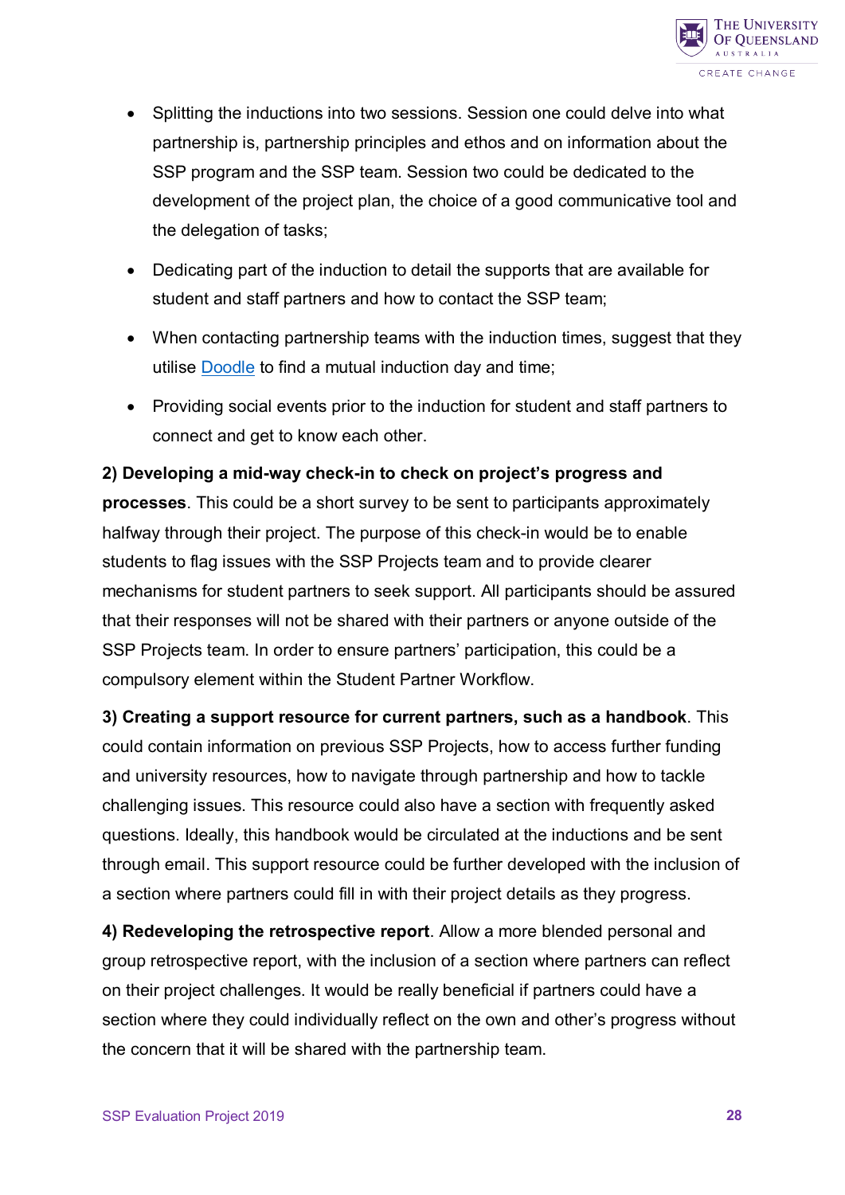- Splitting the inductions into two sessions. Session one could delve into what partnership is, partnership principles and ethos and on information about the SSP program and the SSP team. Session two could be dedicated to the development of the project plan, the choice of a good communicative tool and the delegation of tasks;
- Dedicating part of the induction to detail the supports that are available for student and staff partners and how to contact the SSP team;
- When contacting partnership teams with the induction times, suggest that they utilise Doodle to find a mutual induction day and time;
- Providing social events prior to the induction for student and staff partners to connect and get to know each other.

**2) Developing a mid-way check-in to check on project's progress and processes**. This could be a short survey to be sent to participants approximately halfway through their project. The purpose of this check-in would be to enable students to flag issues with the SSP Projects team and to provide clearer mechanisms for student partners to seek support. All participants should be assured that their responses will not be shared with their partners or anyone outside of the SSP Projects team. In order to ensure partners' participation, this could be a compulsory element within the Student Partner Workflow.

**3) Creating a support resource for current partners, such as a handbook**. This could contain information on previous SSP Projects, how to access further funding and university resources, how to navigate through partnership and how to tackle challenging issues. This resource could also have a section with frequently asked questions. Ideally, this handbook would be circulated at the inductions and be sent through email. This support resource could be further developed with the inclusion of a section where partners could fill in with their project details as they progress.

**4) Redeveloping the retrospective report**. Allow a more blended personal and group retrospective report, with the inclusion of a section where partners can reflect on their project challenges. It would be really beneficial if partners could have a section where they could individually reflect on the own and other's progress without the concern that it will be shared with the partnership team.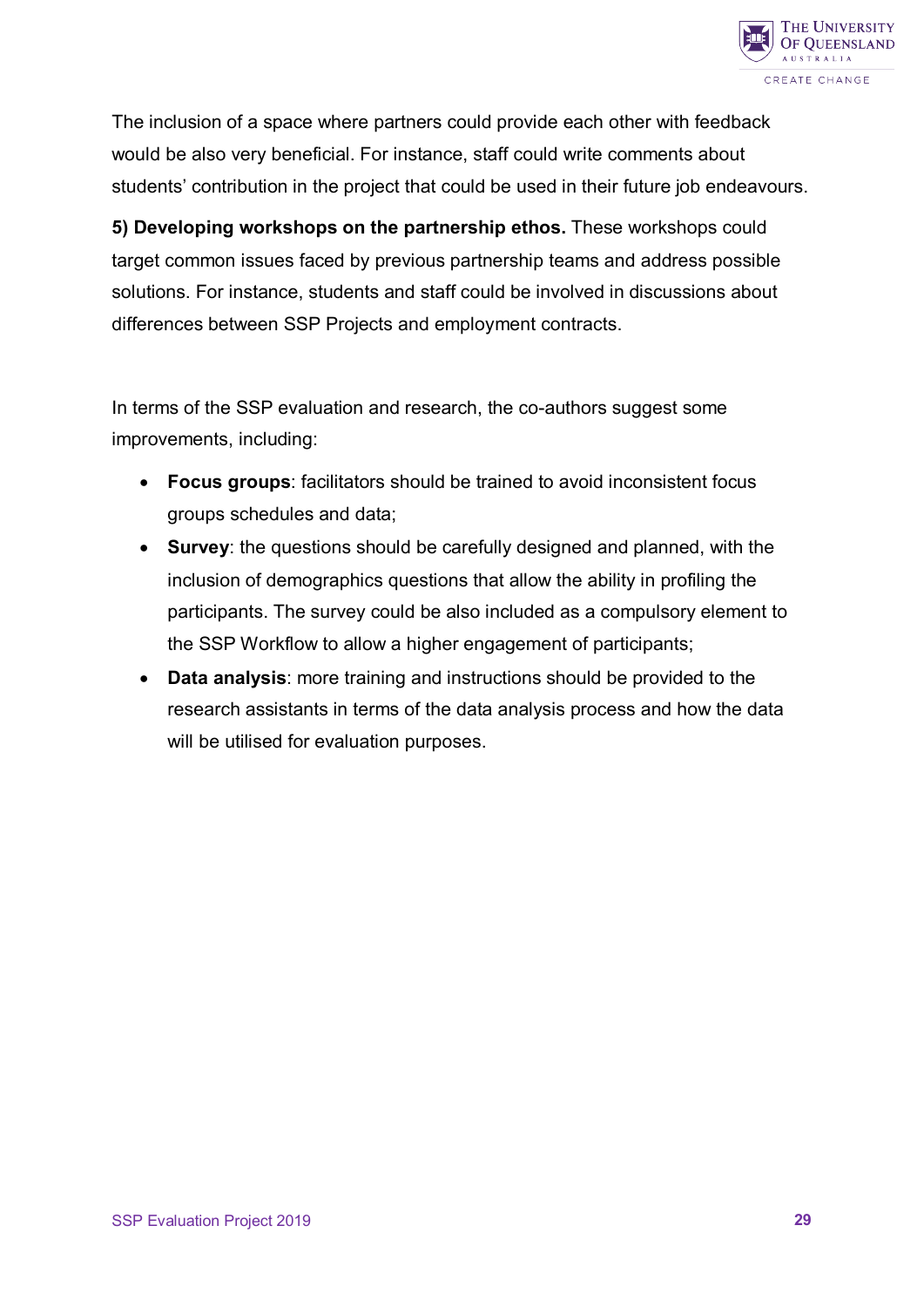The inclusion of a space where partners could provide each other with feedback would be also very beneficial. For instance, staff could write comments about students' contribution in the project that could be used in their future job endeavours.

**5) Developing workshops on the partnership ethos.** These workshops could target common issues faced by previous partnership teams and address possible solutions. For instance, students and staff could be involved in discussions about differences between SSP Projects and employment contracts.

In terms of the SSP evaluation and research, the co-authors suggest some improvements, including:

- **Focus groups**: facilitators should be trained to avoid inconsistent focus groups schedules and data;
- **Survey**: the questions should be carefully designed and planned, with the inclusion of demographics questions that allow the ability in profiling the participants. The survey could be also included as a compulsory element to the SSP Workflow to allow a higher engagement of participants;
- **Data analysis**: more training and instructions should be provided to the research assistants in terms of the data analysis process and how the data will be utilised for evaluation purposes.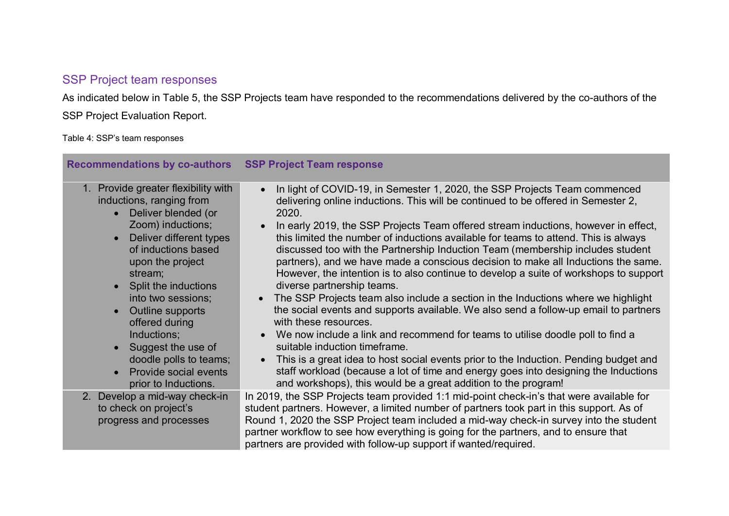## SSP Project team responses

As indicated below in Table 5, the SSP Projects team have responded to the recommendations delivered by the co-authors of the SSP Project Evaluation Report.

Table 4: SSP's team responses

| Recommendations by co-authors | SSP Project Team response |
|---|---|
| 1. Provide greater flexibility with inductions, ranging from<br>• Deliver blended (or Zoom) inductions;<br>• Deliver different types of inductions based upon the project stream;<br>• Split the inductions into two sessions;<br>• Outline supports offered during Inductions;<br>• Suggest the use of doodle polls to teams;<br>• Provide social events prior to Inductions. | • In light of COVID-19, in Semester 1, 2020, the SSP Projects Team commenced delivering online inductions. This will be continued to be offered in Semester 2, 2020.<br>• In early 2019, the SSP Projects Team offered stream inductions, however in effect, this limited the number of inductions available for teams to attend. This is always discussed too with the Partnership Induction Team (membership includes student partners), and we have made a conscious decision to make all Inductions the same. However, the intention is to also continue to develop a suite of workshops to support diverse partnership teams.<br>• The SSP Projects team also include a section in the Inductions where we highlight the social events and supports available. We also send a follow-up email to partners with these resources.<br>• We now include a link and recommend for teams to utilise doodle poll to find a suitable induction timeframe.<br>• This is a great idea to host social events prior to the Induction. Pending budget and staff workload (because a lot of time and energy goes into designing the Inductions and workshops), this would be a great addition to the program! |
| 2. Develop a mid-way check-in to check on project's progress and processes | In 2019, the SSP Projects team provided 1:1 mid-point check-in's that were available for student partners. However, a limited number of partners took part in this support. As of Round 1, 2020 the SSP Project team included a mid-way check-in survey into the student partner workflow to see how everything is going for the partners, and to ensure that partners are provided with follow-up support if wanted/required. |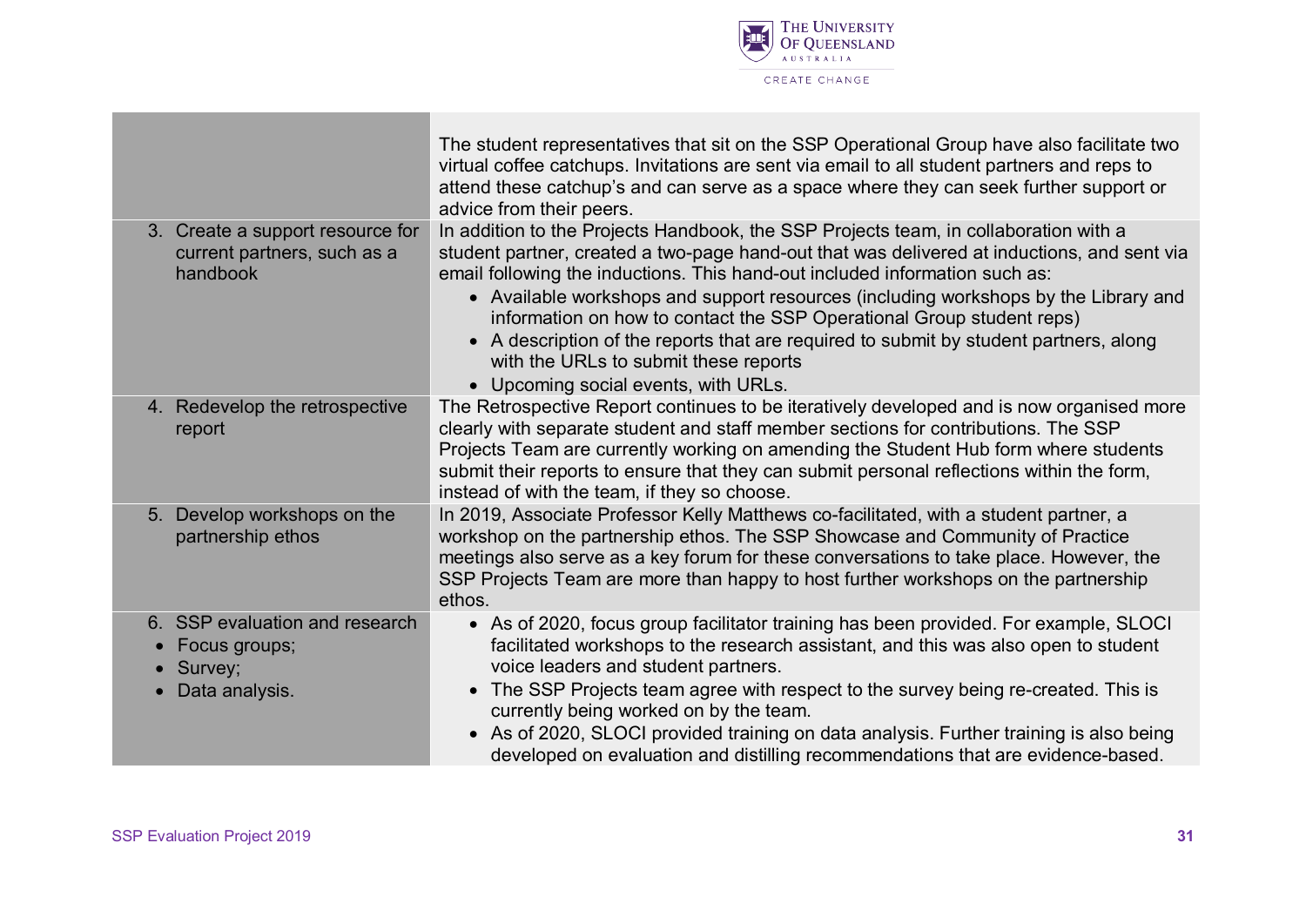| | |
|---|---|
| | The student representatives that sit on the SSP Operational Group have also facilitate two virtual coffee catchups. Invitations are sent via email to all student partners and reps to attend these catchup's and can serve as a space where they can seek further support or advice from their peers. |
| 3. Create a support resource for current partners, such as a handbook | In addition to the Projects Handbook, the SSP Projects team, in collaboration with a student partner, created a two-page hand-out that was delivered at inductions, and sent via email following the inductions. This hand-out included information such as:<br>• Available workshops and support resources (including workshops by the Library and information on how to contact the SSP Operational Group student reps)<br>• A description of the reports that are required to submit by student partners, along with the URLs to submit these reports<br>• Upcoming social events, with URLs. |
| 4. Redevelop the retrospective report | The Retrospective Report continues to be iteratively developed and is now organised more clearly with separate student and staff member sections for contributions. The SSP Projects Team are currently working on amending the Student Hub form where students submit their reports to ensure that they can submit personal reflections within the form, instead of with the team, if they so choose. |
| 5. Develop workshops on the partnership ethos | In 2019, Associate Professor Kelly Matthews co-facilitated, with a student partner, a workshop on the partnership ethos. The SSP Showcase and Community of Practice meetings also serve as a key forum for these conversations to take place. However, the SSP Projects Team are more than happy to host further workshops on the partnership ethos. |
| 6. SSP evaluation and research<br>• Focus groups;<br>• Survey;<br>• Data analysis. | • As of 2020, focus group facilitator training has been provided. For example, SLOCI facilitated workshops to the research assistant, and this was also open to student voice leaders and student partners.<br>• The SSP Projects team agree with respect to the survey being re-created. This is currently being worked on by the team.<br>• As of 2020, SLOCI provided training on data analysis. Further training is also being developed on evaluation and distilling recommendations that are evidence-based. |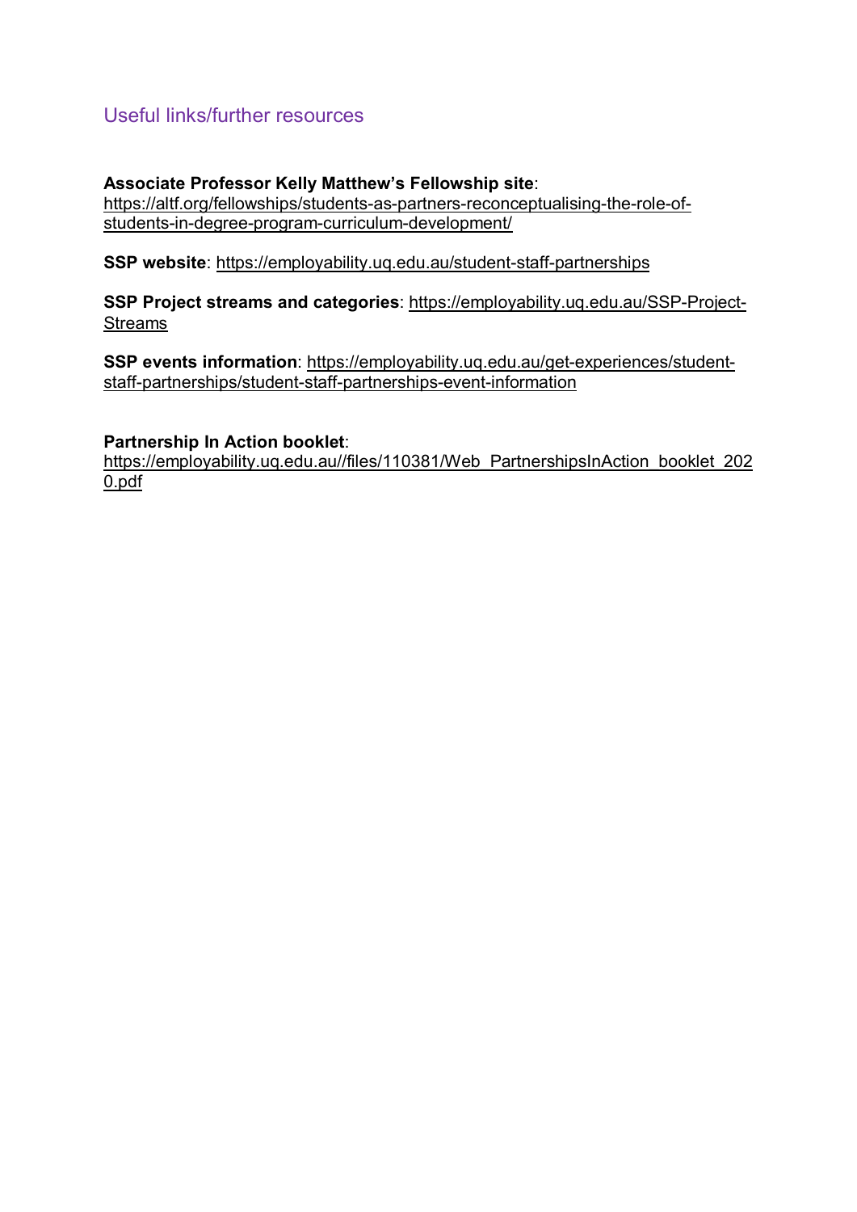## Useful links/further resources

**Associate Professor Kelly Matthew's Fellowship site**: https://altf.org/fellowships/students-as-partners-reconceptualising-the-role-of-students-in-degree-program-curriculum-development/

**SSP website**: https://employability.uq.edu.au/student-staff-partnerships

**SSP Project streams and categories**: https://employability.uq.edu.au/SSP-Project-Streams

**SSP events information**: https://employability.uq.edu.au/get-experiences/student-staff-partnerships/student-staff-partnerships-event-information

**Partnership In Action booklet**: https://employability.uq.edu.au//files/110381/Web_PartnershipsInAction_booklet_2020.pdf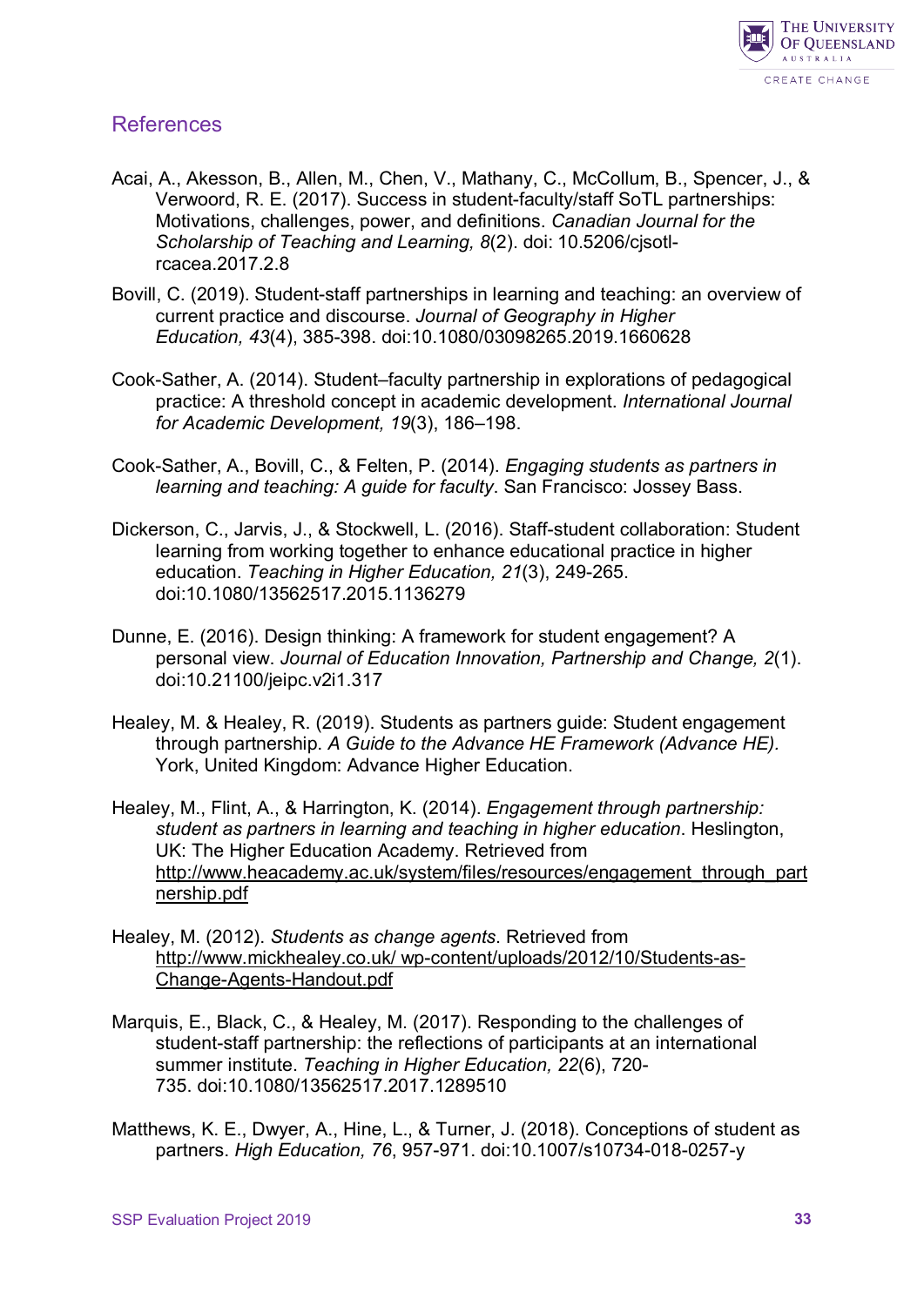## References

Acai, A., Akesson, B., Allen, M., Chen, V., Mathany, C., McCollum, B., Spencer, J., & Verwoord, R. E. (2017). Success in student-faculty/staff SoTL partnerships: Motivations, challenges, power, and definitions. *Canadian Journal for the Scholarship of Teaching and Learning, 8*(2). doi: 10.5206/cjsotl-rcacea.2017.2.8

Bovill, C. (2019). Student-staff partnerships in learning and teaching: an overview of current practice and discourse. *Journal of Geography in Higher Education, 43*(4), 385-398. doi:10.1080/03098265.2019.1660628

Cook-Sather, A. (2014). Student–faculty partnership in explorations of pedagogical practice: A threshold concept in academic development. *International Journal for Academic Development, 19*(3), 186–198.

Cook-Sather, A., Bovill, C., & Felten, P. (2014). *Engaging students as partners in learning and teaching: A guide for faculty*. San Francisco: Jossey Bass.

Dickerson, C., Jarvis, J., & Stockwell, L. (2016). Staff-student collaboration: Student learning from working together to enhance educational practice in higher education. *Teaching in Higher Education, 21*(3), 249-265. doi:10.1080/13562517.2015.1136279

Dunne, E. (2016). Design thinking: A framework for student engagement? A personal view. *Journal of Education Innovation, Partnership and Change, 2*(1). doi:10.21100/jeipc.v2i1.317

Healey, M. & Healey, R. (2019). Students as partners guide: Student engagement through partnership. *A Guide to the Advance HE Framework (Advance HE).* York, United Kingdom: Advance Higher Education.

Healey, M., Flint, A., & Harrington, K. (2014). *Engagement through partnership: student as partners in learning and teaching in higher education*. Heslington, UK: The Higher Education Academy. Retrieved from http://www.heacademy.ac.uk/system/files/resources/engagement_through_partnership.pdf

Healey, M. (2012). *Students as change agents*. Retrieved from http://www.mickhealey.co.uk/ wp-content/uploads/2012/10/Students-as-Change-Agents-Handout.pdf

Marquis, E., Black, C., & Healey, M. (2017). Responding to the challenges of student-staff partnership: the reflections of participants at an international summer institute. *Teaching in Higher Education, 22*(6), 720-735. doi:10.1080/13562517.2017.1289510

Matthews, K. E., Dwyer, A., Hine, L., & Turner, J. (2018). Conceptions of student as partners. *High Education, 76*, 957-971. doi:10.1007/s10734-018-0257-y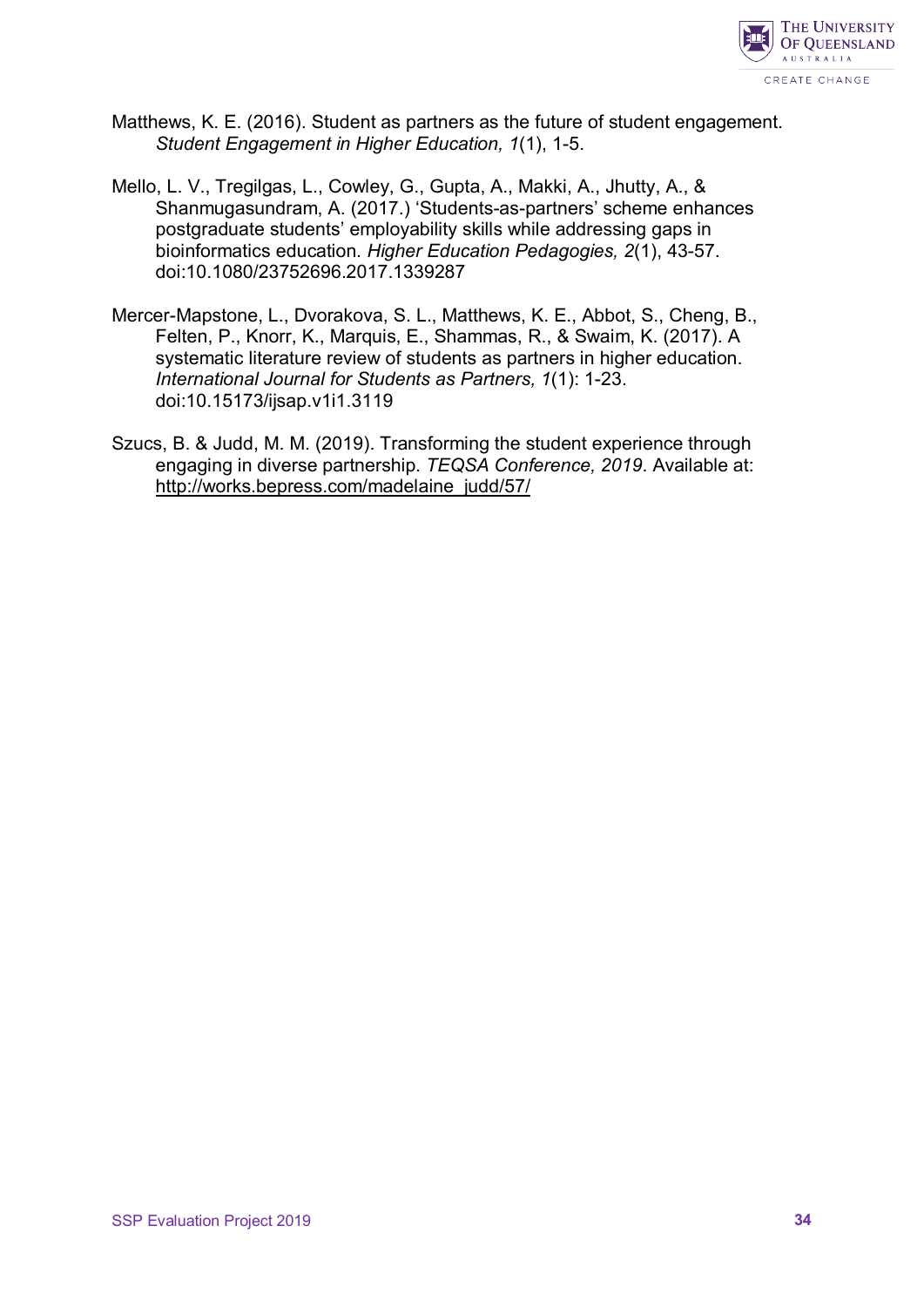Matthews, K. E. (2016). Student as partners as the future of student engagement. *Student Engagement in Higher Education, 1*(1), 1-5.

Mello, L. V., Tregilgas, L., Cowley, G., Gupta, A., Makki, A., Jhutty, A., & Shanmugasundram, A. (2017.) 'Students-as-partners' scheme enhances postgraduate students' employability skills while addressing gaps in bioinformatics education. *Higher Education Pedagogies, 2*(1), 43-57. doi:10.1080/23752696.2017.1339287

Mercer-Mapstone, L., Dvorakova, S. L., Matthews, K. E., Abbot, S., Cheng, B., Felten, P., Knorr, K., Marquis, E., Shammas, R., & Swaim, K. (2017). A systematic literature review of students as partners in higher education. *International Journal for Students as Partners, 1*(1): 1-23. doi:10.15173/ijsap.v1i1.3119

Szucs, B. & Judd, M. M. (2019). Transforming the student experience through engaging in diverse partnership. *TEQSA Conference, 2019*. Available at: http://works.bepress.com/madelaine_judd/57/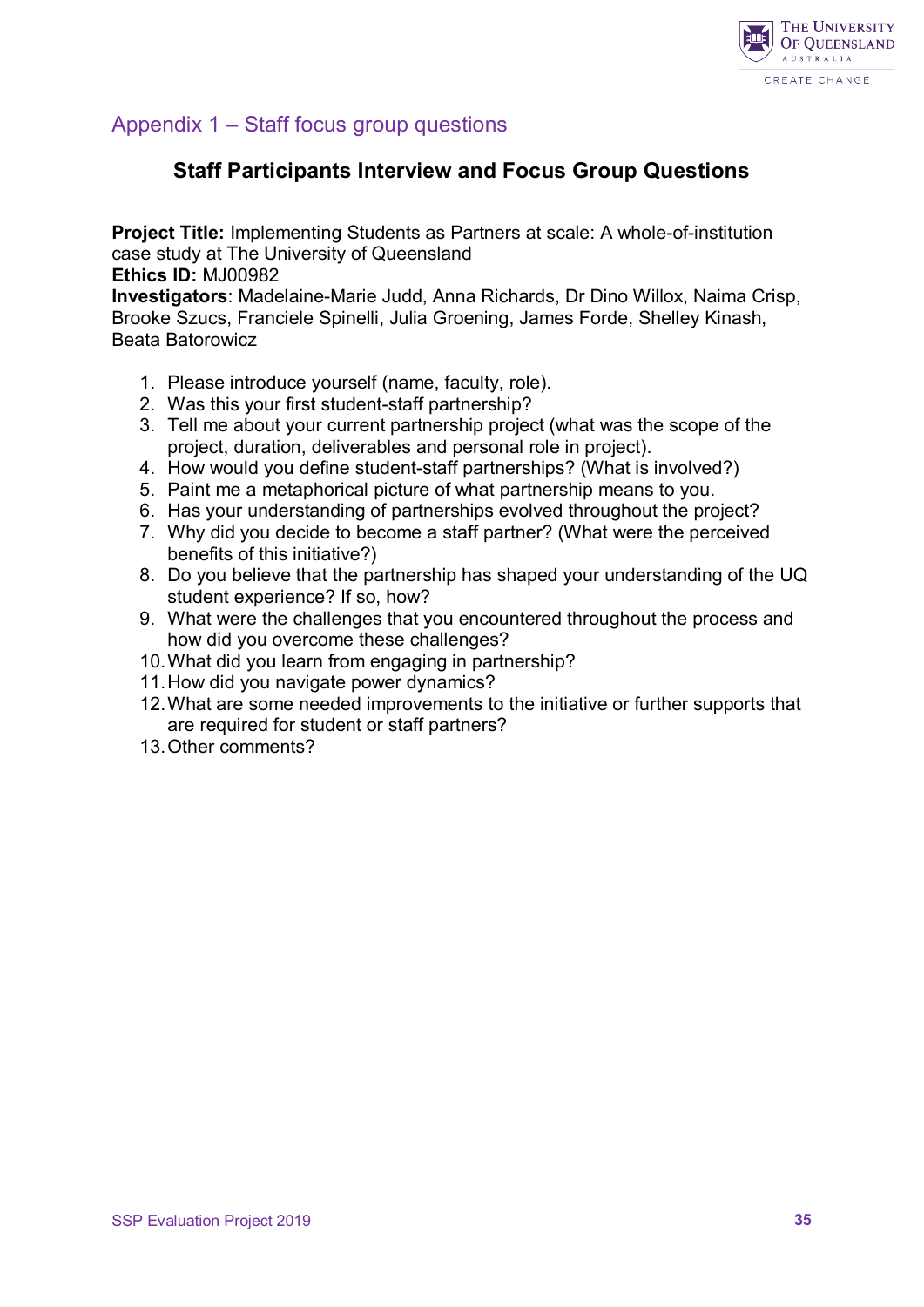## Appendix 1 – Staff focus group questions

### Staff Participants Interview and Focus Group Questions

**Project Title:** Implementing Students as Partners at scale: A whole-of-institution case study at The University of Queensland
**Ethics ID:** MJ00982
**Investigators**: Madelaine-Marie Judd, Anna Richards, Dr Dino Willox, Naima Crisp, Brooke Szucs, Franciele Spinelli, Julia Groening, James Forde, Shelley Kinash, Beata Batorowicz

1. Please introduce yourself (name, faculty, role).
2. Was this your first student-staff partnership?
3. Tell me about your current partnership project (what was the scope of the project, duration, deliverables and personal role in project).
4. How would you define student-staff partnerships? (What is involved?)
5. Paint me a metaphorical picture of what partnership means to you.
6. Has your understanding of partnerships evolved throughout the project?
7. Why did you decide to become a staff partner? (What were the perceived benefits of this initiative?)
8. Do you believe that the partnership has shaped your understanding of the UQ student experience? If so, how?
9. What were the challenges that you encountered throughout the process and how did you overcome these challenges?
10. What did you learn from engaging in partnership?
11. How did you navigate power dynamics?
12. What are some needed improvements to the initiative or further supports that are required for student or staff partners?
13. Other comments?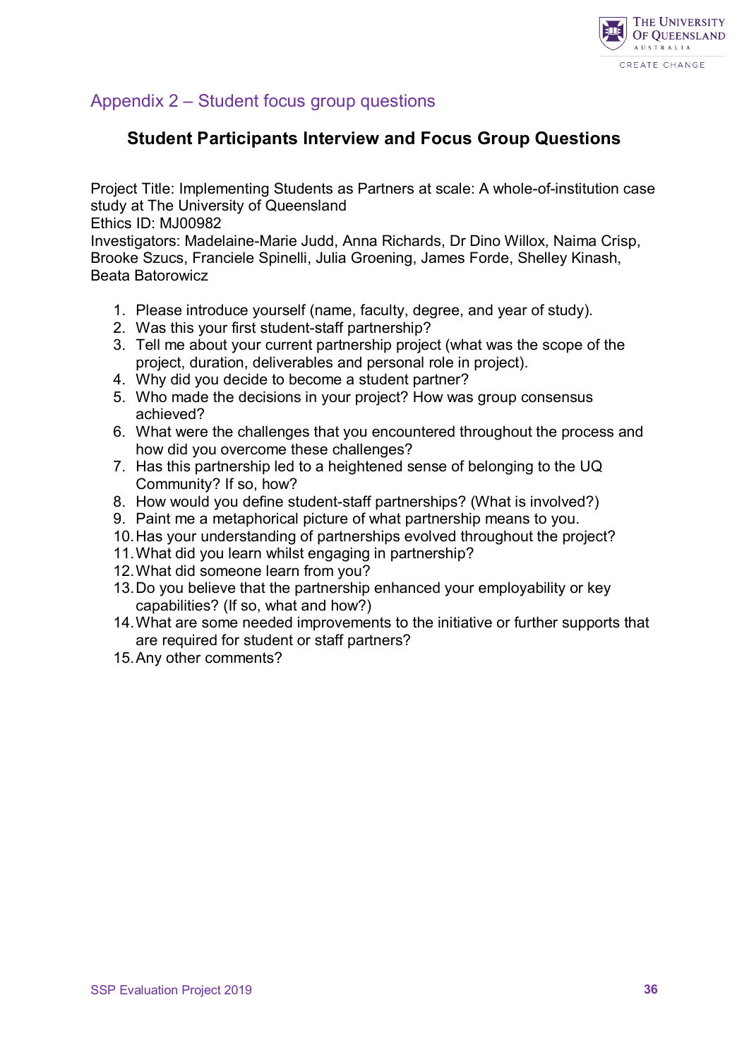## Appendix 2 – Student focus group questions

### Student Participants Interview and Focus Group Questions

Project Title: Implementing Students as Partners at scale: A whole-of-institution case study at The University of Queensland
Ethics ID: MJ00982
Investigators: Madelaine-Marie Judd, Anna Richards, Dr Dino Willox, Naima Crisp, Brooke Szucs, Franciele Spinelli, Julia Groening, James Forde, Shelley Kinash, Beata Batorowicz

1. Please introduce yourself (name, faculty, degree, and year of study).
2. Was this your first student-staff partnership?
3. Tell me about your current partnership project (what was the scope of the project, duration, deliverables and personal role in project).
4. Why did you decide to become a student partner?
5. Who made the decisions in your project? How was group consensus achieved?
6. What were the challenges that you encountered throughout the process and how did you overcome these challenges?
7. Has this partnership led to a heightened sense of belonging to the UQ Community? If so, how?
8. How would you define student-staff partnerships? (What is involved?)
9. Paint me a metaphorical picture of what partnership means to you.
10. Has your understanding of partnerships evolved throughout the project?
11. What did you learn whilst engaging in partnership?
12. What did someone learn from you?
13. Do you believe that the partnership enhanced your employability or key capabilities? (If so, what and how?)
14. What are some needed improvements to the initiative or further supports that are required for student or staff partners?
15. Any other comments?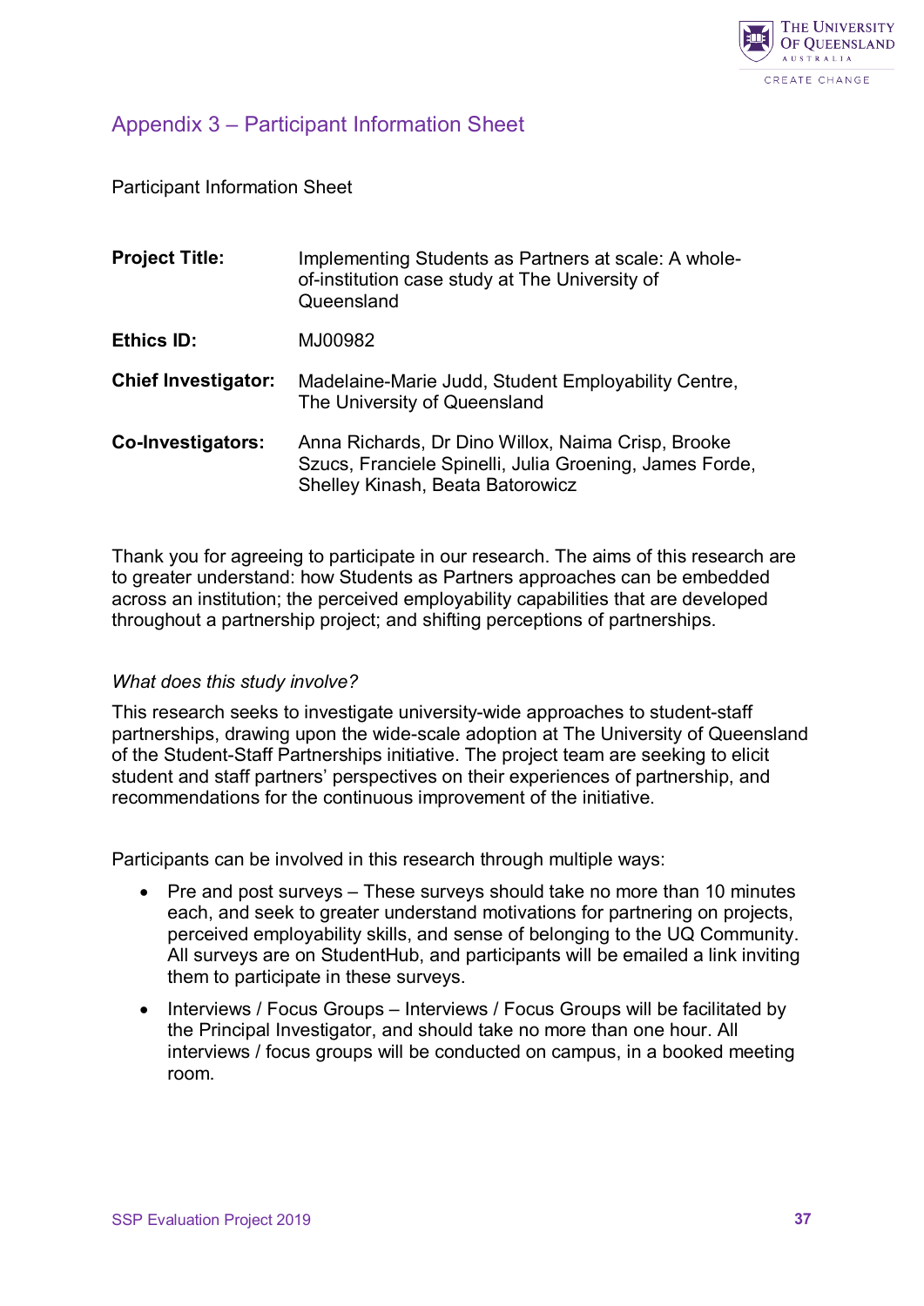## Appendix 3 – Participant Information Sheet

Participant Information Sheet

| | |
|---|---|
| **Project Title:** | Implementing Students as Partners at scale: A whole-of-institution case study at The University of Queensland |
| **Ethics ID:** | MJ00982 |
| **Chief Investigator:** | Madelaine-Marie Judd, Student Employability Centre, The University of Queensland |
| **Co-Investigators:** | Anna Richards, Dr Dino Willox, Naima Crisp, Brooke Szucs, Franciele Spinelli, Julia Groening, James Forde, Shelley Kinash, Beata Batorowicz |

Thank you for agreeing to participate in our research. The aims of this research are to greater understand: how Students as Partners approaches can be embedded across an institution; the perceived employability capabilities that are developed throughout a partnership project; and shifting perceptions of partnerships.

*What does this study involve?*

This research seeks to investigate university-wide approaches to student-staff partnerships, drawing upon the wide-scale adoption at The University of Queensland of the Student-Staff Partnerships initiative. The project team are seeking to elicit student and staff partners' perspectives on their experiences of partnership, and recommendations for the continuous improvement of the initiative.

Participants can be involved in this research through multiple ways:

- Pre and post surveys – These surveys should take no more than 10 minutes each, and seek to greater understand motivations for partnering on projects, perceived employability skills, and sense of belonging to the UQ Community. All surveys are on StudentHub, and participants will be emailed a link inviting them to participate in these surveys.
- Interviews / Focus Groups – Interviews / Focus Groups will be facilitated by the Principal Investigator, and should take no more than one hour. All interviews / focus groups will be conducted on campus, in a booked meeting room.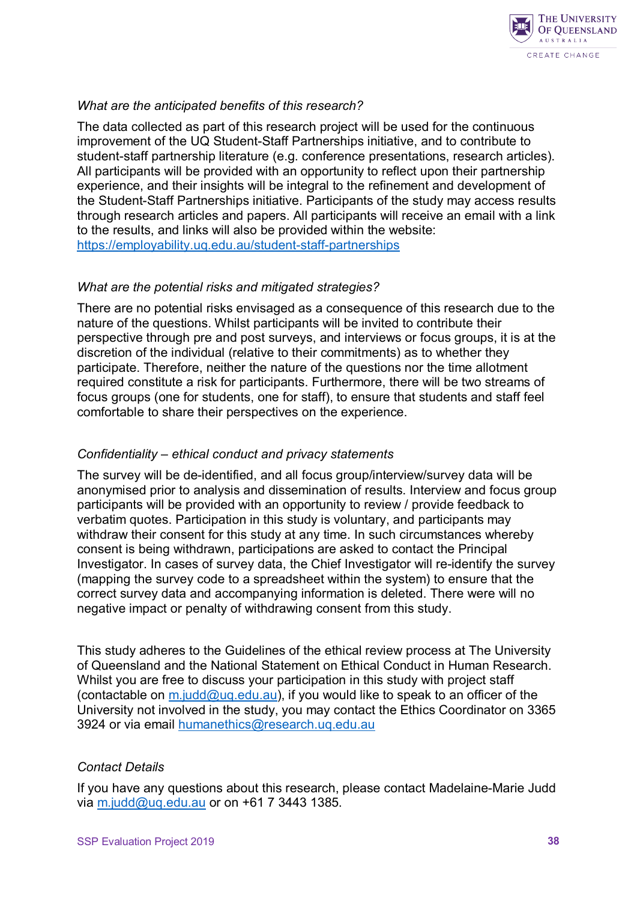*What are the anticipated benefits of this research?*

The data collected as part of this research project will be used for the continuous improvement of the UQ Student-Staff Partnerships initiative, and to contribute to student-staff partnership literature (e.g. conference presentations, research articles). All participants will be provided with an opportunity to reflect upon their partnership experience, and their insights will be integral to the refinement and development of the Student-Staff Partnerships initiative. Participants of the study may access results through research articles and papers. All participants will receive an email with a link to the results, and links will also be provided within the website: https://employability.uq.edu.au/student-staff-partnerships

*What are the potential risks and mitigated strategies?*

There are no potential risks envisaged as a consequence of this research due to the nature of the questions. Whilst participants will be invited to contribute their perspective through pre and post surveys, and interviews or focus groups, it is at the discretion of the individual (relative to their commitments) as to whether they participate. Therefore, neither the nature of the questions nor the time allotment required constitute a risk for participants. Furthermore, there will be two streams of focus groups (one for students, one for staff), to ensure that students and staff feel comfortable to share their perspectives on the experience.

*Confidentiality – ethical conduct and privacy statements*

The survey will be de-identified, and all focus group/interview/survey data will be anonymised prior to analysis and dissemination of results. Interview and focus group participants will be provided with an opportunity to review / provide feedback to verbatim quotes. Participation in this study is voluntary, and participants may withdraw their consent for this study at any time. In such circumstances whereby consent is being withdrawn, participations are asked to contact the Principal Investigator. In cases of survey data, the Chief Investigator will re-identify the survey (mapping the survey code to a spreadsheet within the system) to ensure that the correct survey data and accompanying information is deleted. There were will no negative impact or penalty of withdrawing consent from this study.

This study adheres to the Guidelines of the ethical review process at The University of Queensland and the National Statement on Ethical Conduct in Human Research. Whilst you are free to discuss your participation in this study with project staff (contactable on m.judd@uq.edu.au), if you would like to speak to an officer of the University not involved in the study, you may contact the Ethics Coordinator on 3365 3924 or via email humanethics@research.uq.edu.au

*Contact Details*

If you have any questions about this research, please contact Madelaine-Marie Judd via m.judd@uq.edu.au or on +61 7 3443 1385.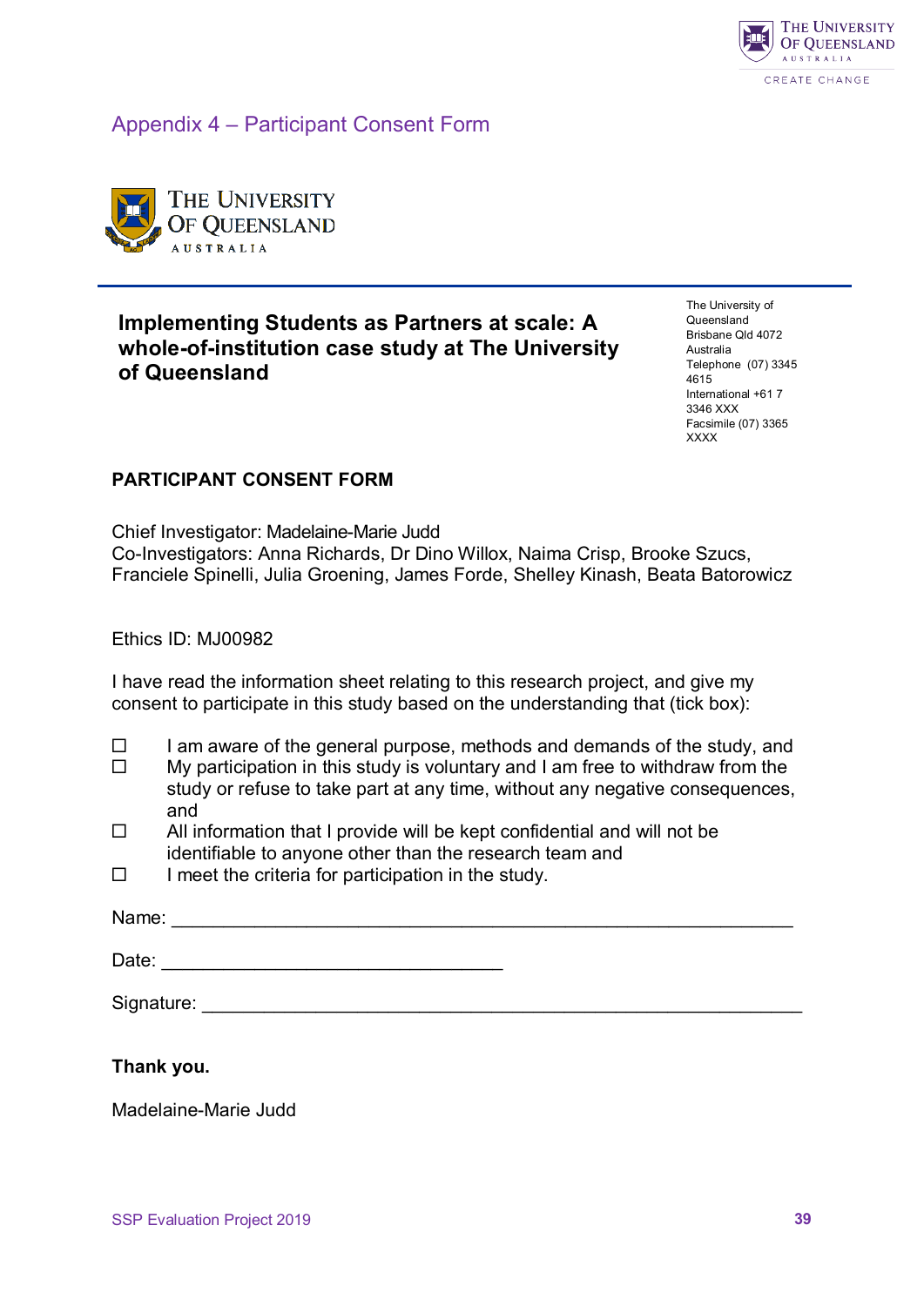## Appendix 4 – Participant Consent Form

THE UNIVERSITY OF QUEENSLAND
AUSTRALIA

### Implementing Students as Partners at scale: A whole-of-institution case study at The University of Queensland

The University of Queensland
Brisbane Qld 4072
Australia
Telephone (07) 3345 4615
International +61 7 3346 XXX
Facsimile (07) 3365 XXXX

**PARTICIPANT CONSENT FORM**

Chief Investigator: Madelaine-Marie Judd
Co-Investigators: Anna Richards, Dr Dino Willox, Naima Crisp, Brooke Szucs, Franciele Spinelli, Julia Groening, James Forde, Shelley Kinash, Beata Batorowicz

Ethics ID: MJ00982

I have read the information sheet relating to this research project, and give my consent to participate in this study based on the understanding that (tick box):

- ☐ I am aware of the general purpose, methods and demands of the study, and
- ☐ My participation in this study is voluntary and I am free to withdraw from the study or refuse to take part at any time, without any negative consequences, and
- ☐ All information that I provide will be kept confidential and will not be identifiable to anyone other than the research team and
- ☐ I meet the criteria for participation in the study.

Name: ____________________________________________________________

Date: ________________________________

Signature: ________________________________________________________

**Thank you.**

Madelaine-Marie Judd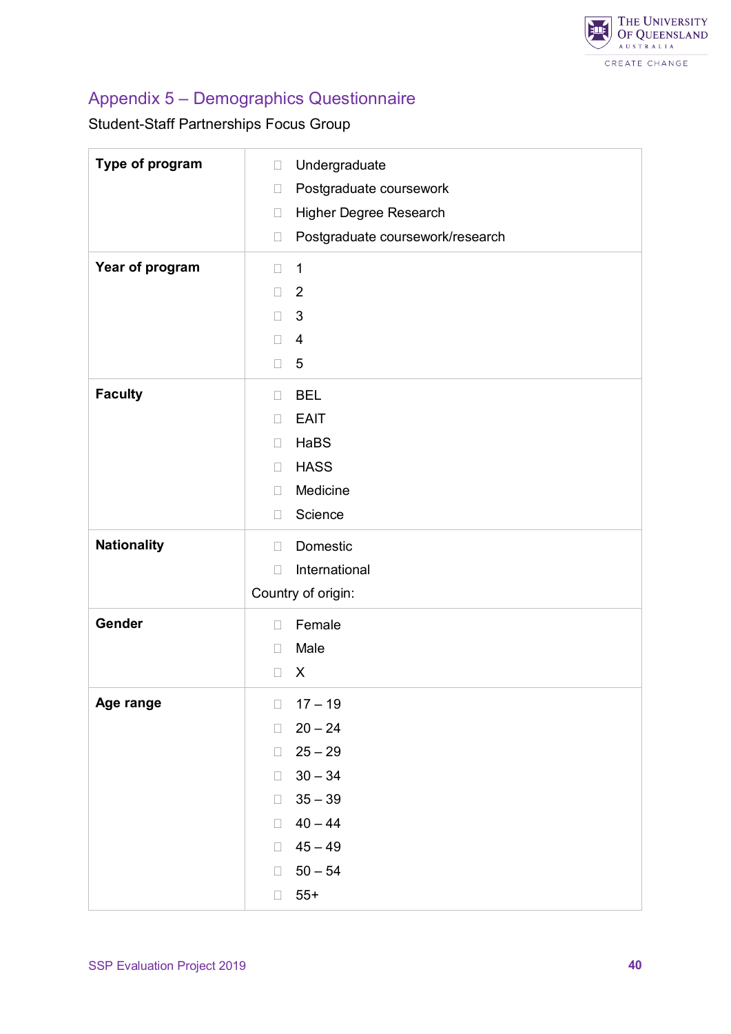## Appendix 5 – Demographics Questionnaire

Student-Staff Partnerships Focus Group

| Type of program | ☐ Undergraduate<br>☐ Postgraduate coursework<br>☐ Higher Degree Research<br>☐ Postgraduate coursework/research |
|---|---|
| **Year of program** | ☐ 1<br>☐ 2<br>☐ 3<br>☐ 4<br>☐ 5 |
| **Faculty** | ☐ BEL<br>☐ EAIT<br>☐ HaBS<br>☐ HASS<br>☐ Medicine<br>☐ Science |
| **Nationality** | ☐ Domestic<br>☐ International<br>Country of origin: |
| **Gender** | ☐ Female<br>☐ Male<br>☐ X |
| **Age range** | ☐ 17 – 19<br>☐ 20 – 24<br>☐ 25 – 29<br>☐ 30 – 34<br>☐ 35 – 39<br>☐ 40 – 44<br>☐ 45 – 49<br>☐ 50 – 54<br>☐ 55+ |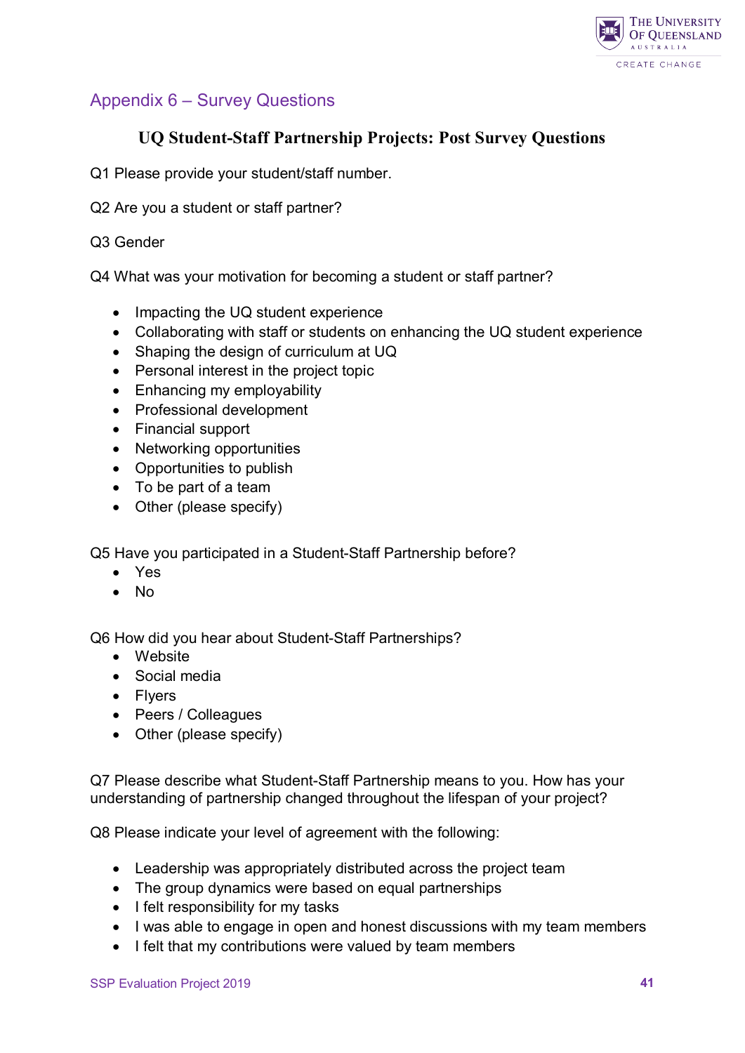## Appendix 6 – Survey Questions

### UQ Student-Staff Partnership Projects: Post Survey Questions

Q1 Please provide your student/staff number.

Q2 Are you a student or staff partner?

Q3 Gender

Q4 What was your motivation for becoming a student or staff partner?

- Impacting the UQ student experience
- Collaborating with staff or students on enhancing the UQ student experience
- Shaping the design of curriculum at UQ
- Personal interest in the project topic
- Enhancing my employability
- Professional development
- Financial support
- Networking opportunities
- Opportunities to publish
- To be part of a team
- Other (please specify)

Q5 Have you participated in a Student-Staff Partnership before?

- Yes
- No

Q6 How did you hear about Student-Staff Partnerships?

- Website
- Social media
- Flyers
- Peers / Colleagues
- Other (please specify)

Q7 Please describe what Student-Staff Partnership means to you. How has your understanding of partnership changed throughout the lifespan of your project?

Q8 Please indicate your level of agreement with the following:

- Leadership was appropriately distributed across the project team
- The group dynamics were based on equal partnerships
- I felt responsibility for my tasks
- I was able to engage in open and honest discussions with my team members
- I felt that my contributions were valued by team members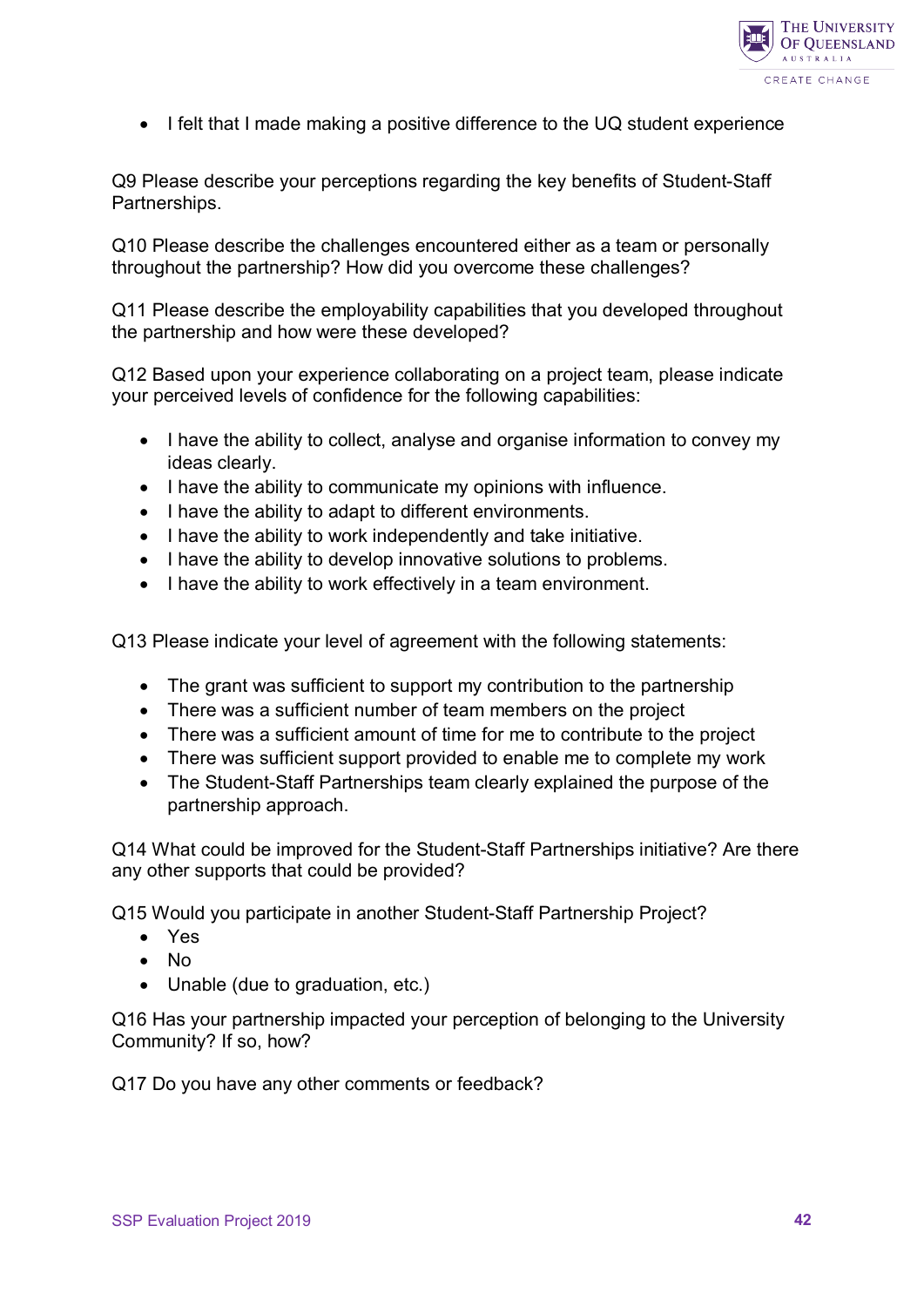- I felt that I made making a positive difference to the UQ student experience

Q9 Please describe your perceptions regarding the key benefits of Student-Staff Partnerships.

Q10 Please describe the challenges encountered either as a team or personally throughout the partnership? How did you overcome these challenges?

Q11 Please describe the employability capabilities that you developed throughout the partnership and how were these developed?

Q12 Based upon your experience collaborating on a project team, please indicate your perceived levels of confidence for the following capabilities:

- I have the ability to collect, analyse and organise information to convey my ideas clearly.
- I have the ability to communicate my opinions with influence.
- I have the ability to adapt to different environments.
- I have the ability to work independently and take initiative.
- I have the ability to develop innovative solutions to problems.
- I have the ability to work effectively in a team environment.

Q13 Please indicate your level of agreement with the following statements:

- The grant was sufficient to support my contribution to the partnership
- There was a sufficient number of team members on the project
- There was a sufficient amount of time for me to contribute to the project
- There was sufficient support provided to enable me to complete my work
- The Student-Staff Partnerships team clearly explained the purpose of the partnership approach.

Q14 What could be improved for the Student-Staff Partnerships initiative? Are there any other supports that could be provided?

Q15 Would you participate in another Student-Staff Partnership Project?

- Yes
- No
- Unable (due to graduation, etc.)

Q16 Has your partnership impacted your perception of belonging to the University Community? If so, how?

Q17 Do you have any other comments or feedback?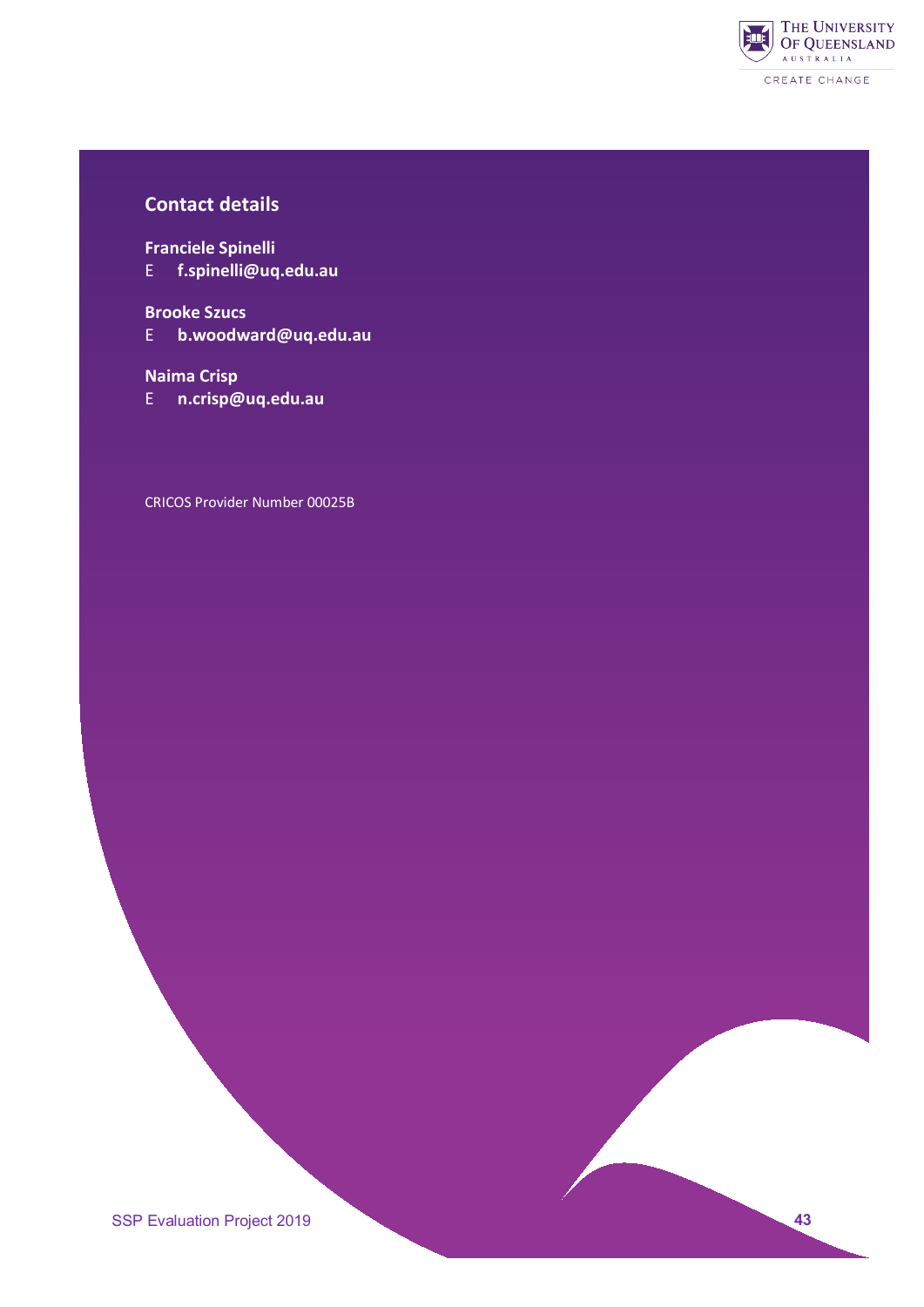## Contact details

**Franciele Spinelli**
E **f.spinelli@uq.edu.au**

**Brooke Szucs**
E **b.woodward@uq.edu.au**

**Naima Crisp**
E **n.crisp@uq.edu.au**

CRICOS Provider Number 00025B